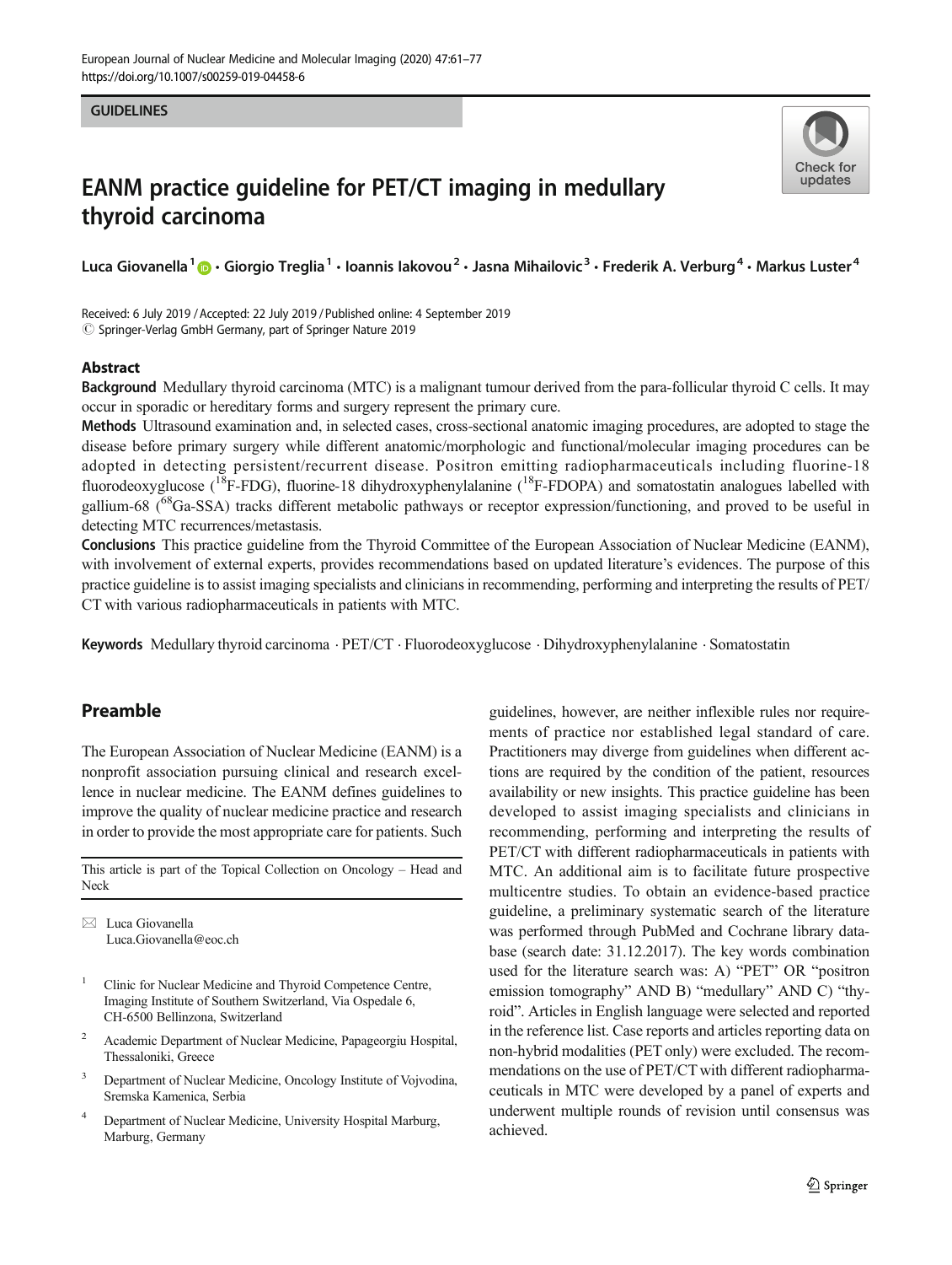GUIDELINES

# EANM practice guideline for PET/CT imaging in medullary thyroid carcinoma

Luca Giovanella [1] · Giorgio Treglia [1] · Ioannis Iakovou [2] · Jasna Mihailovic [3] · Frederik A. Verburg [4] · Markus Luster [4]

Received: 6 July 2019 / Accepted: 22 July 2019 / Published online: 4 September 2019
© Springer-Verlag GmbH Germany, part of Springer Nature 2019

## Abstract

**Background** Medullary thyroid carcinoma (MTC) is a malignant tumour derived from the para-follicular thyroid C cells. It may occur in sporadic or hereditary forms and surgery represent the primary cure.

**Methods** Ultrasound examination and, in selected cases, cross-sectional anatomic imaging procedures, are adopted to stage the disease before primary surgery while different anatomic/morphologic and functional/molecular imaging procedures can be adopted in detecting persistent/recurrent disease. Positron emitting radiopharmaceuticals including fluorine-18 fluorodeoxyglucose ($^{18}$F-FDG), fluorine-18 dihydroxyphenylalanine ($^{18}$F-FDOPA) and somatostatin analogues labelled with gallium-68 ($^{68}$Ga-SSA) tracks different metabolic pathways or receptor expression/functioning, and proved to be useful in detecting MTC recurrences/metastasis.

**Conclusions** This practice guideline from the Thyroid Committee of the European Association of Nuclear Medicine (EANM), with involvement of external experts, provides recommendations based on updated literature's evidences. The purpose of this practice guideline is to assist imaging specialists and clinicians in recommending, performing and interpreting the results of PET/CT with various radiopharmaceuticals in patients with MTC.

**Keywords** Medullary thyroid carcinoma · PET/CT · Fluorodeoxyglucose · Dihydroxyphenylalanine · Somatostatin

## Preamble

The European Association of Nuclear Medicine (EANM) is a nonprofit association pursuing clinical and research excellence in nuclear medicine. The EANM defines guidelines to improve the quality of nuclear medicine practice and research in order to provide the most appropriate care for patients. Such guidelines, however, are neither inflexible rules nor requirements of practice nor established legal standard of care. Practitioners may diverge from guidelines when different actions are required by the condition of the patient, resources availability or new insights. This practice guideline has been developed to assist imaging specialists and clinicians in recommending, performing and interpreting the results of PET/CT with different radiopharmaceuticals in patients with MTC. An additional aim is to facilitate future prospective multicentre studies. To obtain an evidence-based practice guideline, a preliminary systematic search of the literature was performed through PubMed and Cochrane library database (search date: 31.12.2017). The key words combination used for the literature search was: A) "PET" OR "positron emission tomography" AND B) "medullary" AND C) "thyroid". Articles in English language were selected and reported in the reference list. Case reports and articles reporting data on non-hybrid modalities (PET only) were excluded. The recommendations on the use of PET/CT with different radiopharmaceuticals in MTC were developed by a panel of experts and underwent multiple rounds of revision until consensus was achieved.

This article is part of the Topical Collection on Oncology – Head and Neck

✉ Luca Giovanella
Luca.Giovanella@eoc.ch

[1] Clinic for Nuclear Medicine and Thyroid Competence Centre, Imaging Institute of Southern Switzerland, Via Ospedale 6, CH-6500 Bellinzona, Switzerland

[2] Academic Department of Nuclear Medicine, Papageorgiu Hospital, Thessaloniki, Greece

[3] Department of Nuclear Medicine, Oncology Institute of Vojvodina, Sremska Kamenica, Serbia

[4] Department of Nuclear Medicine, University Hospital Marburg, Marburg, Germany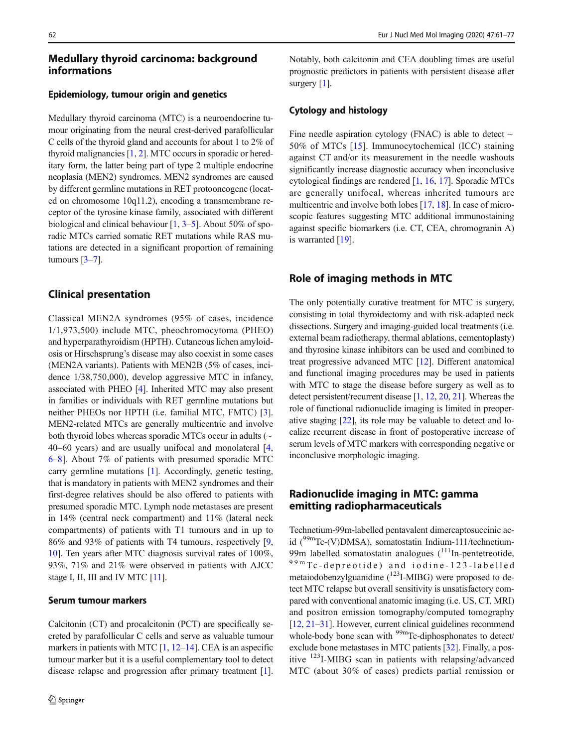## Medullary thyroid carcinoma: background informations

### Epidemiology, tumour origin and genetics

Medullary thyroid carcinoma (MTC) is a neuroendocrine tumour originating from the neural crest-derived parafollicular C cells of the thyroid gland and accounts for about 1 to 2% of thyroid malignancies [1, 2]. MTC occurs in sporadic or hereditary form, the latter being part of type 2 multiple endocrine neoplasia (MEN2) syndromes. MEN2 syndromes are caused by different germline mutations in RET protooncogene (located on chromosome 10q11.2), encoding a transmembrane receptor of the tyrosine kinase family, associated with different biological and clinical behaviour [1, 3–5]. About 50% of sporadic MTCs carried somatic RET mutations while RAS mutations are detected in a significant proportion of remaining tumours [3–7].

## Clinical presentation

Classical MEN2A syndromes (95% of cases, incidence 1/1,973,500) include MTC, pheochromocytoma (PHEO) and hyperparathyroidism (HPTH). Cutaneous lichen amyloidosis or Hirschsprung's disease may also coexist in some cases (MEN2A variants). Patients with MEN2B (5% of cases, incidence 1/38,750,000), develop aggressive MTC in infancy, associated with PHEO [4]. Inherited MTC may also present in families or individuals with RET germline mutations but neither PHEOs nor HPTH (i.e. familial MTC, FMTC) [3]. MEN2-related MTCs are generally multicentric and involve both thyroid lobes whereas sporadic MTCs occur in adults (~ 40–60 years) and are usually unifocal and monolateral [4, 6–8]. About 7% of patients with presumed sporadic MTC carry germline mutations [1]. Accordingly, genetic testing, that is mandatory in patients with MEN2 syndromes and their first-degree relatives should be also offered to patients with presumed sporadic MTC. Lymph node metastases are present in 14% (central neck compartment) and 11% (lateral neck compartments) of patients with T1 tumours and in up to 86% and 93% of patients with T4 tumours, respectively [9, 10]. Ten years after MTC diagnosis survival rates of 100%, 93%, 71% and 21% were observed in patients with AJCC stage I, II, III and IV MTC [11].

### Serum tumour markers

Calcitonin (CT) and procalcitonin (PCT) are specifically secreted by parafollicular C cells and serve as valuable tumour markers in patients with MTC [1, 12–14]. CEA is an aspecific tumour marker but it is a useful complementary tool to detect disease relapse and progression after primary treatment [1]. Notably, both calcitonin and CEA doubling times are useful prognostic predictors in patients with persistent disease after surgery [1].

### Cytology and histology

Fine needle aspiration cytology (FNAC) is able to detect ~ 50% of MTCs [15]. Immunocytochemical (ICC) staining against CT and/or its measurement in the needle washouts significantly increase diagnostic accuracy when inconclusive cytological findings are rendered [1, 16, 17]. Sporadic MTCs are generally unifocal, whereas inherited tumours are multicentric and involve both lobes [17, 18]. In case of microscopic features suggesting MTC additional immunostaining against specific biomarkers (i.e. CT, CEA, chromogranin A) is warranted [19].

## Role of imaging methods in MTC

The only potentially curative treatment for MTC is surgery, consisting in total thyroidectomy and with risk-adapted neck dissections. Surgery and imaging-guided local treatments (i.e. external beam radiotherapy, thermal ablations, cementoplasty) and thyrosine kinase inhibitors can be used and combined to treat progressive advanced MTC [12]. Different anatomical and functional imaging procedures may be used in patients with MTC to stage the disease before surgery as well as to detect persistent/recurrent disease [1, 12, 20, 21]. Whereas the role of functional radionuclide imaging is limited in preoperative staging [22], its role may be valuable to detect and localize recurrent disease in front of postoperative increase of serum levels of MTC markers with corresponding negative or inconclusive morphologic imaging.

## Radionuclide imaging in MTC: gamma emitting radiopharmaceuticals

Technetium-99m-labelled pentavalent dimercaptosuccinic acid ($^{99m}$Tc-(V)DMSA), somatostatin Indium-111/technetium-99m labelled somatostatin analogues ($^{111}$In-pentetreotide, $^{99m}$Tc-depreotide) and iodine-123-labelled metaiodobenzylguanidine ($^{123}$I-MIBG) were proposed to detect MTC relapse but overall sensitivity is unsatisfactory compared with conventional anatomic imaging (i.e. US, CT, MRI) and positron emission tomography/computed tomography [12, 21–31]. However, current clinical guidelines recommend whole-body bone scan with $^{99m}$Tc-diphosphonates to detect/exclude bone metastases in MTC patients [32]. Finally, a positive $^{123}$I-MIBG scan in patients with relapsing/advanced MTC (about 30% of cases) predicts partial remission or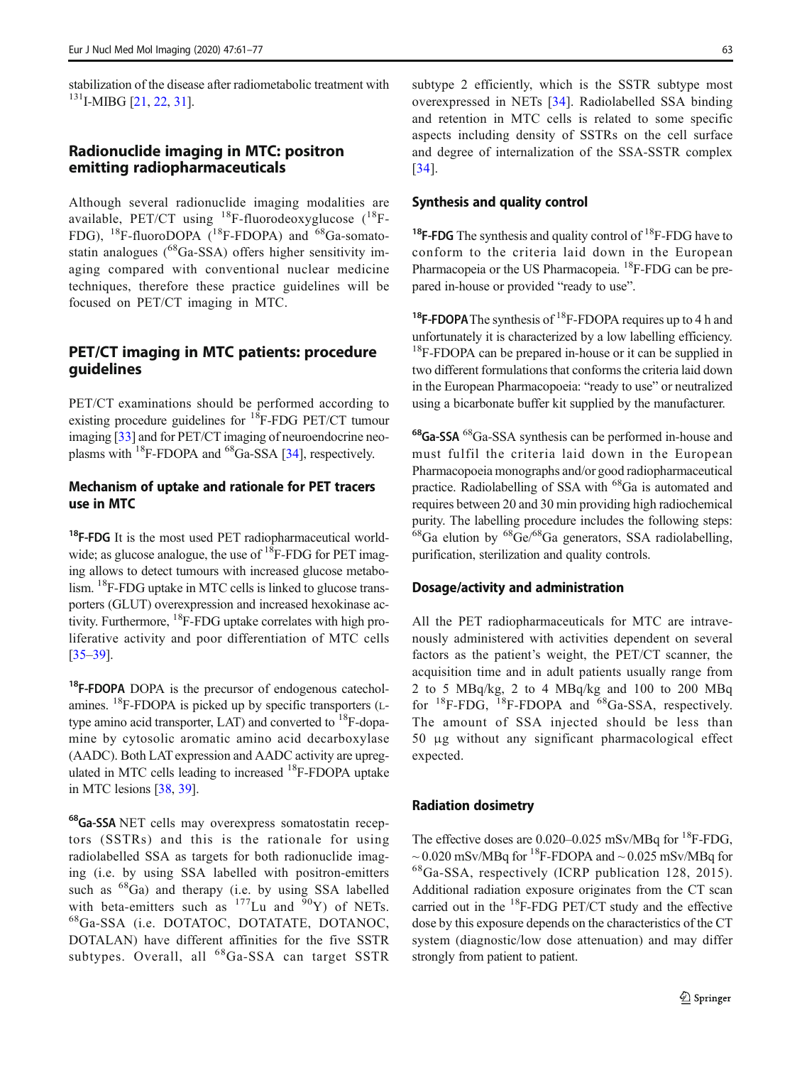stabilization of the disease after radiometabolic treatment with $^{131}$I-MIBG [21, 22, 31].

## Radionuclide imaging in MTC: positron emitting radiopharmaceuticals

Although several radionuclide imaging modalities are available, PET/CT using $^{18}$F-fluorodeoxyglucose ($^{18}$F-FDG), $^{18}$F-fluoroDOPA ($^{18}$F-FDOPA) and $^{68}$Ga-somatostatin analogues ($^{68}$Ga-SSA) offers higher sensitivity imaging compared with conventional nuclear medicine techniques, therefore these practice guidelines will be focused on PET/CT imaging in MTC.

## PET/CT imaging in MTC patients: procedure guidelines

PET/CT examinations should be performed according to existing procedure guidelines for $^{18}$F-FDG PET/CT tumour imaging [33] and for PET/CT imaging of neuroendocrine neoplasms with $^{18}$F-FDOPA and $^{68}$Ga-SSA [34], respectively.

### Mechanism of uptake and rationale for PET tracers use in MTC

**$^{18}$F-FDG** It is the most used PET radiopharmaceutical worldwide; as glucose analogue, the use of $^{18}$F-FDG for PET imaging allows to detect tumours with increased glucose metabolism. $^{18}$F-FDG uptake in MTC cells is linked to glucose transporters (GLUT) overexpression and increased hexokinase activity. Furthermore, $^{18}$F-FDG uptake correlates with high proliferative activity and poor differentiation of MTC cells [35–39].

**$^{18}$F-FDOPA** DOPA is the precursor of endogenous catecholamines. $^{18}$F-FDOPA is picked up by specific transporters (L-type amino acid transporter, LAT) and converted to $^{18}$F-dopamine by cytosolic aromatic amino acid decarboxylase (AADC). Both LAT expression and AADC activity are upregulated in MTC cells leading to increased $^{18}$F-FDOPA uptake in MTC lesions [38, 39].

**$^{68}$Ga-SSA** NET cells may overexpress somatostatin receptors (SSTRs) and this is the rationale for using radiolabelled SSA as targets for both radionuclide imaging (i.e. by using SSA labelled with positron-emitters such as $^{68}$Ga) and therapy (i.e. by using SSA labelled with beta-emitters such as $^{177}$Lu and $^{90}$Y) of NETs. $^{68}$Ga-SSA (i.e. DOTATOC, DOTATATE, DOTANOC, DOTALAN) have different affinities for the five SSTR subtypes. Overall, all $^{68}$Ga-SSA can target SSTR subtype 2 efficiently, which is the SSTR subtype most overexpressed in NETs [34]. Radiolabelled SSA binding and retention in MTC cells is related to some specific aspects including density of SSTRs on the cell surface and degree of internalization of the SSA-SSTR complex [34].

### Synthesis and quality control

**$^{18}$F-FDG** The synthesis and quality control of $^{18}$F-FDG have to conform to the criteria laid down in the European Pharmacopea or the US Pharmacopeia. $^{18}$F-FDG can be prepared in-house or provided "ready to use".

**$^{18}$F-FDOPA** The synthesis of $^{18}$F-FDOPA requires up to 4 h and unfortunately it is characterized by a low labelling efficiency. $^{18}$F-FDOPA can be prepared in-house or it can be supplied in two different formulations that conforms the criteria laid down in the European Pharmacopoeia: "ready to use" or neutralized using a bicarbonate buffer kit supplied by the manufacturer.

**$^{68}$Ga-SSA** $^{68}$Ga-SSA synthesis can be performed in-house and must fulfil the criteria laid down in the European Pharmacopoeia monographs and/or good radiopharmaceutical practice. Radiolabelling of SSA with $^{68}$Ga is automated and requires between 20 and 30 min providing high radiochemical purity. The labelling procedure includes the following steps: $^{68}$Ga elution by $^{68}$Ge/$^{68}$Ga generators, SSA radiolabelling, purification, sterilization and quality controls.

### Dosage/activity and administration

All the PET radiopharmaceuticals for MTC are intravenously administered with activities dependent on several factors as the patient's weight, the PET/CT scanner, the acquisition time and in adult patients usually range from 2 to 5 MBq/kg, 2 to 4 MBq/kg and 100 to 200 MBq for $^{18}$F-FDG, $^{18}$F-FDOPA and $^{68}$Ga-SSA, respectively. The amount of SSA injected should be less than 50 μg without any significant pharmacological effect expected.

### Radiation dosimetry

The effective doses are 0.020–0.025 mSv/MBq for $^{18}$F-FDG, ~ 0.020 mSv/MBq for $^{18}$F-FDOPA and ~ 0.025 mSv/MBq for $^{68}$Ga-SSA, respectively (ICRP publication 128, 2015). Additional radiation exposure originates from the CT scan carried out in the $^{18}$F-FDG PET/CT study and the effective dose by this exposure depends on the characteristics of the CT system (diagnostic/low dose attenuation) and may differ strongly from patient to patient.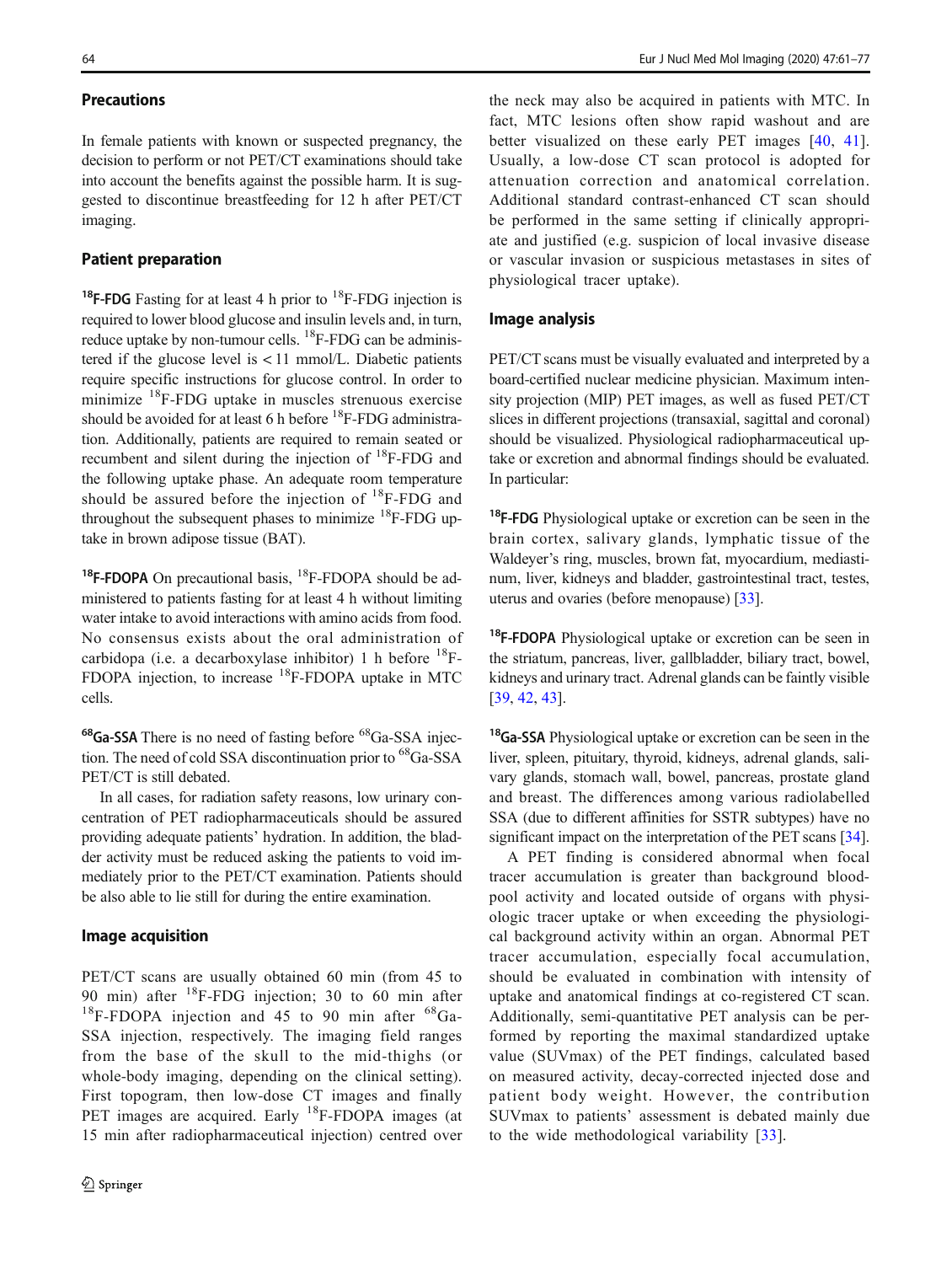## Precautions

In female patients with known or suspected pregnancy, the decision to perform or not PET/CT examinations should take into account the benefits against the possible harm. It is suggested to discontinue breastfeeding for 12 h after PET/CT imaging.

## Patient preparation

**$^{18}$F-FDG** Fasting for at least 4 h prior to $^{18}$F-FDG injection is required to lower blood glucose and insulin levels and, in turn, reduce uptake by non-tumour cells. $^{18}$F-FDG can be administered if the glucose level is < 11 mmol/L. Diabetic patients require specific instructions for glucose control. In order to minimize $^{18}$F-FDG uptake in muscles strenuous exercise should be avoided for at least 6 h before $^{18}$F-FDG administration. Additionally, patients are required to remain seated or recumbent and silent during the injection of $^{18}$F-FDG and the following uptake phase. An adequate room temperature should be assured before the injection of $^{18}$F-FDG and throughout the subsequent phases to minimize $^{18}$F-FDG uptake in brown adipose tissue (BAT).

**$^{18}$F-FDOPA** On precautional basis, $^{18}$F-FDOPA should be administered to patients fasting for at least 4 h without limiting water intake to avoid interactions with amino acids from food. No consensus exists about the oral administration of carbidopa (i.e. a decarboxylase inhibitor) 1 h before $^{18}$F-FDOPA injection, to increase $^{18}$F-FDOPA uptake in MTC cells.

**$^{68}$Ga-SSA** There is no need of fasting before $^{68}$Ga-SSA injection. The need of cold SSA discontinuation prior to $^{68}$Ga-SSA PET/CT is still debated.

In all cases, for radiation safety reasons, low urinary concentration of PET radiopharmaceuticals should be assured providing adequate patients' hydration. In addition, the bladder activity must be reduced asking the patients to void immediately prior to the PET/CT examination. Patients should be also able to lie still for during the entire examination.

## Image acquisition

PET/CT scans are usually obtained 60 min (from 45 to 90 min) after $^{18}$F-FDG injection; 30 to 60 min after $^{18}$F-FDOPA injection and 45 to 90 min after $^{68}$Ga-SSA injection, respectively. The imaging field ranges from the base of the skull to the mid-thighs (or whole-body imaging, depending on the clinical setting). First topogram, then low-dose CT images and finally PET images are acquired. Early $^{18}$F-FDOPA images (at 15 min after radiopharmaceutical injection) centred over the neck may also be acquired in patients with MTC. In fact, MTC lesions often show rapid washout and are better visualized on these early PET images [40, 41]. Usually, a low-dose CT scan protocol is adopted for attenuation correction and anatomical correlation. Additional standard contrast-enhanced CT scan should be performed in the same setting if clinically appropriate and justified (e.g. suspicion of local invasive disease or vascular invasion or suspicious metastases in sites of physiological tracer uptake).

## Image analysis

PET/CT scans must be visually evaluated and interpreted by a board-certified nuclear medicine physician. Maximum intensity projection (MIP) PET images, as well as fused PET/CT slices in different projections (transaxial, sagittal and coronal) should be visualized. Physiological radiopharmaceutical uptake or excretion and abnormal findings should be evaluated. In particular:

**$^{18}$F-FDG** Physiological uptake or excretion can be seen in the brain cortex, salivary glands, lymphatic tissue of the Waldeyer's ring, muscles, brown fat, myocardium, mediastinum, liver, kidneys and bladder, gastrointestinal tract, testes, uterus and ovaries (before menopause) [33].

**$^{18}$F-FDOPA** Physiological uptake or excretion can be seen in the striatum, pancreas, liver, gallbladder, biliary tract, bowel, kidneys and urinary tract. Adrenal glands can be faintly visible [39, 42, 43].

**$^{18}$Ga-SSA** Physiological uptake or excretion can be seen in the liver, spleen, pituitary, thyroid, kidneys, adrenal glands, salivary glands, stomach wall, bowel, pancreas, prostate gland and breast. The differences among various radiolabelled SSA (due to different affinities for SSTR subtypes) have no significant impact on the interpretation of the PET scans [34].

A PET finding is considered abnormal when focal tracer accumulation is greater than background blood-pool activity and located outside of organs with physiologic tracer uptake or when exceeding the physiological background activity within an organ. Abnormal PET tracer accumulation, especially focal accumulation, should be evaluated in combination with intensity of uptake and anatomical findings at co-registered CT scan. Additionally, semi-quantitative PET analysis can be performed by reporting the maximal standardized uptake value (SUVmax) of the PET findings, calculated based on measured activity, decay-corrected injected dose and patient body weight. However, the contribution SUVmax to patients' assessment is debated mainly due to the wide methodological variability [33].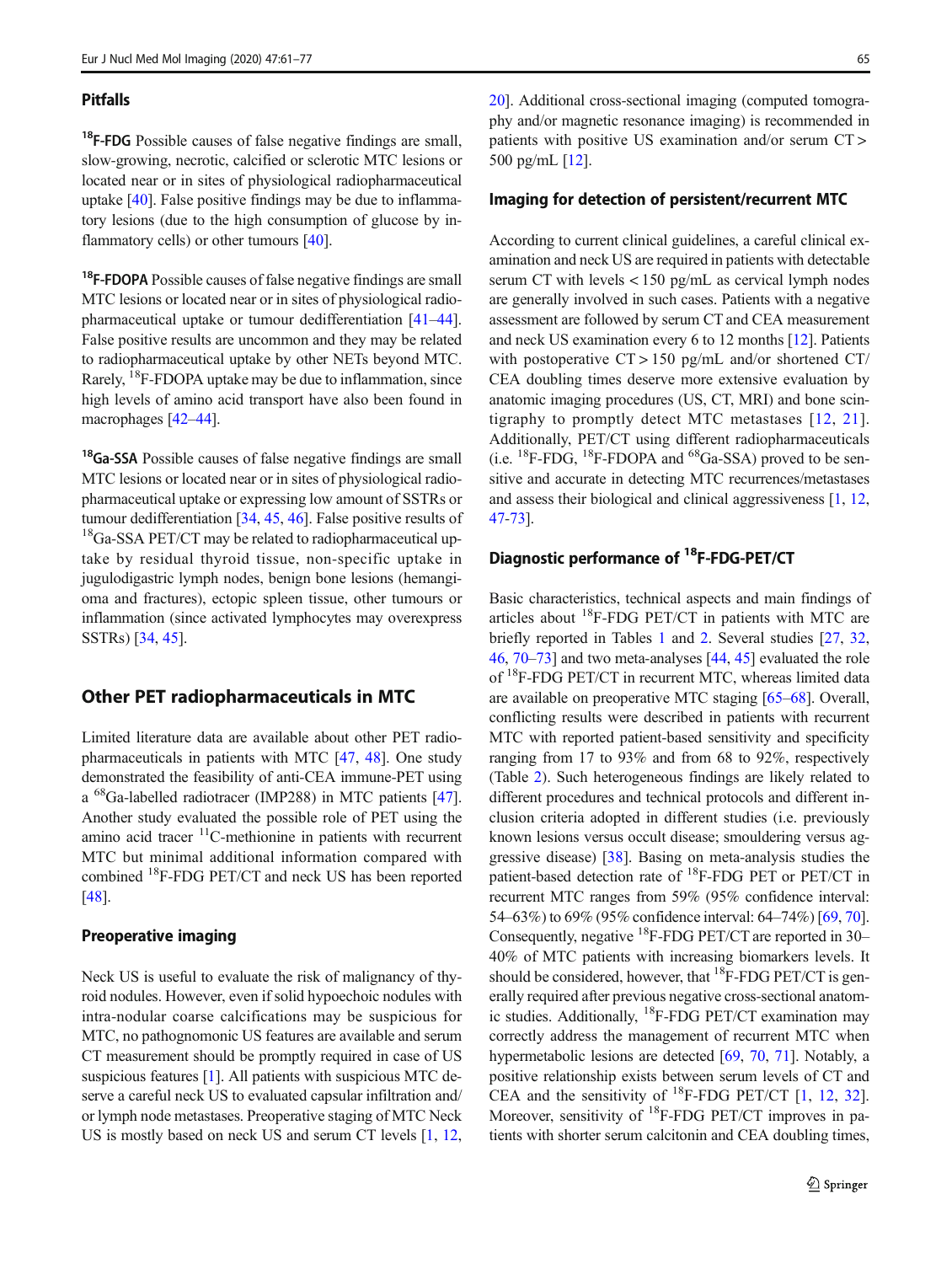### Pitfalls

**$^{18}$F-FDG** Possible causes of false negative findings are small, slow-growing, necrotic, calcified or sclerotic MTC lesions or located near or in sites of physiological radiopharmaceutical uptake [40]. False positive findings may be due to inflammatory lesions (due to the high consumption of glucose by inflammatory cells) or other tumours [40].

**$^{18}$F-FDOPA** Possible causes of false negative findings are small MTC lesions or located near or in sites of physiological radiopharmaceutical uptake or tumour dedifferentiation [41–44]. False positive results are uncommon and they may be related to radiopharmaceutical uptake by other NETs beyond MTC. Rarely, $^{18}$F-FDOPA uptake may be due to inflammation, since high levels of amino acid transport have also been found in macrophages [42–44].

**$^{18}$Ga-SSA** Possible causes of false negative findings are small MTC lesions or located near or in sites of physiological radiopharmaceutical uptake or expressing low amount of SSTRs or tumour dedifferentiation [34, 45, 46]. False positive results of $^{18}$Ga-SSA PET/CT may be related to radiopharmaceutical uptake by residual thyroid tissue, non-specific uptake in jugulodigastric lymph nodes, benign bone lesions (hemangioma and fractures), ectopic spleen tissue, other tumours or inflammation (since activated lymphocytes may overexpress SSTRs) [34, 45].

## Other PET radiopharmaceuticals in MTC

Limited literature data are available about other PET radiopharmaceuticals in patients with MTC [47, 48]. One study demonstrated the feasibility of anti-CEA immune-PET using a $^{68}$Ga-labelled radiotracer (IMP288) in MTC patients [47]. Another study evaluated the possible role of PET using the amino acid tracer $^{11}$C-methionine in patients with recurrent MTC but minimal additional information compared with combined $^{18}$F-FDG PET/CT and neck US has been reported [48].

### Preoperative imaging

Neck US is useful to evaluate the risk of malignancy of thyroid nodules. However, even if solid hypoechoic nodules with intra-nodular coarse calcifications may be suspicious for MTC, no pathognomonic US features are available and serum CT measurement should be promptly required in case of US suspicious features [1]. All patients with suspicious MTC deserve a careful neck US to evaluated capsular infiltration and/or lymph node metastases. Preoperative staging of MTC Neck US is mostly based on neck US and serum CT levels [1, 12, 20]. Additional cross-sectional imaging (computed tomography and/or magnetic resonance imaging) is recommended in patients with positive US examination and/or serum CT > 500 pg/mL [12].

### Imaging for detection of persistent/recurrent MTC

According to current clinical guidelines, a careful clinical examination and neck US are required in patients with detectable serum CT with levels < 150 pg/mL as cervical lymph nodes are generally involved in such cases. Patients with a negative assessment are followed by serum CT and CEA measurement and neck US examination every 6 to 12 months [12]. Patients with postoperative CT > 150 pg/mL and/or shortened CT/CEA doubling times deserve more extensive evaluation by anatomic imaging procedures (US, CT, MRI) and bone scintigraphy to promptly detect MTC metastases [12, 21]. Additionally, PET/CT using different radiopharmaceuticals (i.e. $^{18}$F-FDG, $^{18}$F-FDOPA and $^{68}$Ga-SSA) proved to be sensitive and accurate in detecting MTC recurrences/metastases and assess their biological and clinical aggressiveness [1, 12, 47-73].

### Diagnostic performance of $^{18}$F-FDG-PET/CT

Basic characteristics, technical aspects and main findings of articles about $^{18}$F-FDG PET/CT in patients with MTC are briefly reported in Tables 1 and 2. Several studies [27, 32, 46, 70–73] and two meta-analyses [44, 45] evaluated the role of $^{18}$F-FDG PET/CT in recurrent MTC, whereas limited data are available on preoperative MTC staging [65–68]. Overall, conflicting results were described in patients with recurrent MTC with reported patient-based sensitivity and specificity ranging from 17 to 93% and from 68 to 92%, respectively (Table 2). Such heterogeneous findings are likely related to different procedures and technical protocols and different inclusion criteria adopted in different studies (i.e. previously known lesions versus occult disease; smouldering versus aggressive disease) [38]. Basing on meta-analysis studies the patient-based detection rate of $^{18}$F-FDG PET or PET/CT in recurrent MTC ranges from 59% (95% confidence interval: 54–63%) to 69% (95% confidence interval: 64–74%) [69, 70]. Consequently, negative $^{18}$F-FDG PET/CT are reported in 30–40% of MTC patients with increasing biomarkers levels. It should be considered, however, that $^{18}$F-FDG PET/CT is generally required after previous negative cross-sectional anatomic studies. Additionally, $^{18}$F-FDG PET/CT examination may correctly address the management of recurrent MTC when hypermetabolic lesions are detected [69, 70, 71]. Notably, a positive relationship exists between serum levels of CT and CEA and the sensitivity of $^{18}$F-FDG PET/CT [1, 12, 32]. Moreover, sensitivity of $^{18}$F-FDG PET/CT improves in patients with shorter serum calcitonin and CEA doubling times,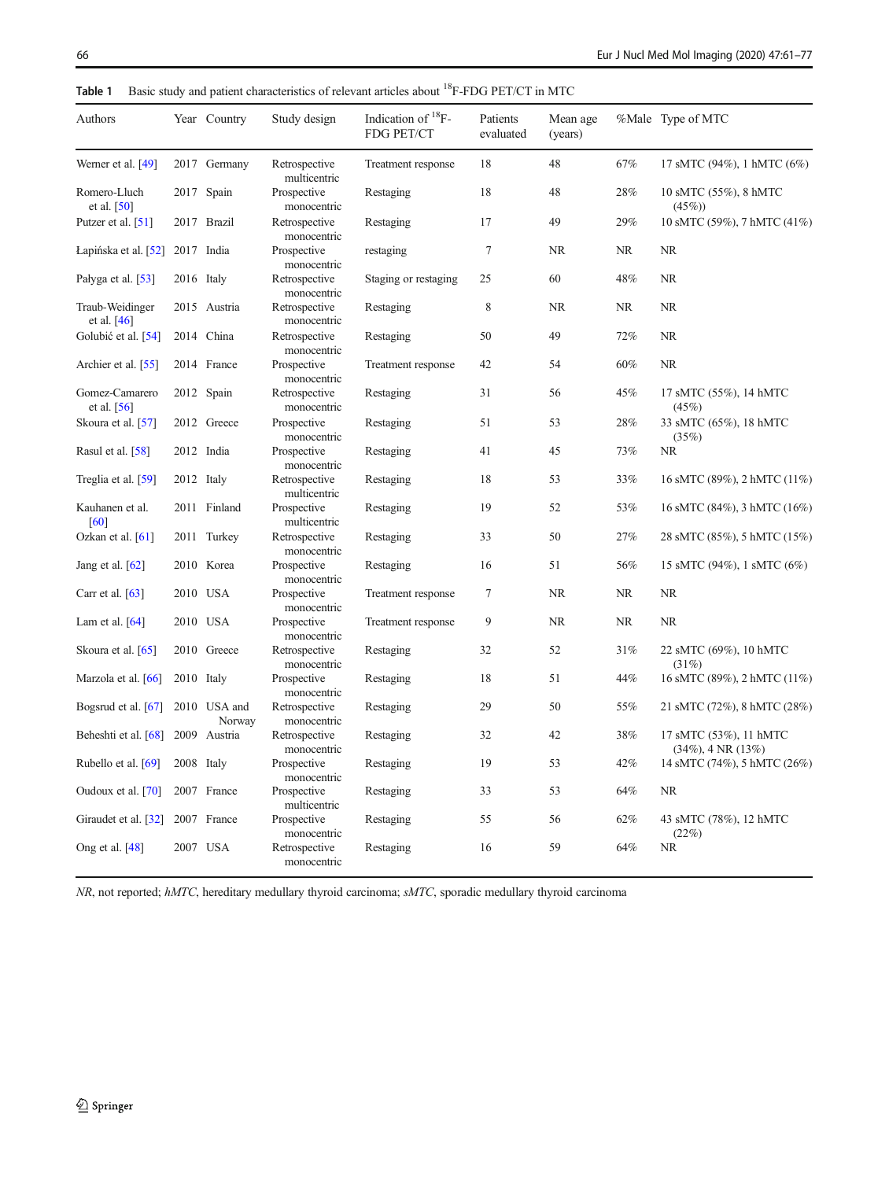**Table 1** Basic study and patient characteristics of relevant articles about $^{18}$F-FDG PET/CT in MTC

| Authors | Year | Country | Study design | Indication of $^{18}$F-FDG PET/CT | Patients evaluated | Mean age (years) | %Male | Type of MTC |
|---|---|---|---|---|---|---|---|---|
| Werner et al. [49] | 2017 | Germany | Retrospective multicentric | Treatment response | 18 | 48 | 67% | 17 sMTC (94%), 1 hMTC (6%) |
| Romero-Lluch et al. [50] | 2017 | Spain | Prospective monocentric | Restaging | 18 | 48 | 28% | 10 sMTC (55%), 8 hMTC (45%)) |
| Putzer et al. [51] | 2017 | Brazil | Retrospective monocentric | Restaging | 17 | 49 | 29% | 10 sMTC (59%), 7 hMTC (41%) |
| Łapińska et al. [52] | 2017 | India | Prospective monocentric | restaging | 7 | NR | NR | NR |
| Pałyga et al. [53] | 2016 | Italy | Retrospective monocentric | Staging or restaging | 25 | 60 | 48% | NR |
| Traub-Weidinger et al. [46] | 2015 | Austria | Retrospective monocentric | Restaging | 8 | NR | NR | NR |
| Golubić et al. [54] | 2014 | China | Retrospective monocentric | Restaging | 50 | 49 | 72% | NR |
| Archier et al. [55] | 2014 | France | Prospective monocentric | Treatment response | 42 | 54 | 60% | NR |
| Gomez-Camarero et al. [56] | 2012 | Spain | Retrospective monocentric | Restaging | 31 | 56 | 45% | 17 sMTC (55%), 14 hMTC (45%) |
| Skoura et al. [57] | 2012 | Greece | Prospective monocentric | Restaging | 51 | 53 | 28% | 33 sMTC (65%), 18 hMTC (35%) |
| Rasul et al. [58] | 2012 | India | Prospective monocentric | Restaging | 41 | 45 | 73% | NR |
| Treglia et al. [59] | 2012 | Italy | Retrospective multicentric | Restaging | 18 | 53 | 33% | 16 sMTC (89%), 2 hMTC (11%) |
| Kauhanen et al. [60] | 2011 | Finland | Prospective multicentric | Restaging | 19 | 52 | 53% | 16 sMTC (84%), 3 hMTC (16%) |
| Ozkan et al. [61] | 2011 | Turkey | Retrospective monocentric | Restaging | 33 | 50 | 27% | 28 sMTC (85%), 5 hMTC (15%) |
| Jang et al. [62] | 2010 | Korea | Prospective monocentric | Restaging | 16 | 51 | 56% | 15 sMTC (94%), 1 sMTC (6%) |
| Carr et al. [63] | 2010 | USA | Prospective monocentric | Treatment response | 7 | NR | NR | NR |
| Lam et al. [64] | 2010 | USA | Prospective monocentric | Treatment response | 9 | NR | NR | NR |
| Skoura et al. [65] | 2010 | Greece | Retrospective monocentric | Restaging | 32 | 52 | 31% | 22 sMTC (69%), 10 hMTC (31%) |
| Marzola et al. [66] | 2010 | Italy | Prospective monocentric | Restaging | 18 | 51 | 44% | 16 sMTC (89%), 2 hMTC (11%) |
| Bogsrud et al. [67] | 2010 | USA and Norway | Retrospective monocentric | Restaging | 29 | 50 | 55% | 21 sMTC (72%), 8 hMTC (28%) |
| Beheshti et al. [68] | 2009 | Austria | Retrospective monocentric | Restaging | 32 | 42 | 38% | 17 sMTC (53%), 11 hMTC (34%), 4 NR (13%) |
| Rubello et al. [69] | 2008 | Italy | Prospective monocentric | Restaging | 19 | 53 | 42% | 14 sMTC (74%), 5 hMTC (26%) |
| Oudoux et al. [70] | 2007 | France | Prospective multicentric | Restaging | 33 | 53 | 64% | NR |
| Giraudet et al. [32] | 2007 | France | Prospective monocentric | Restaging | 55 | 56 | 62% | 43 sMTC (78%), 12 hMTC (22%) |
| Ong et al. [48] | 2007 | USA | Retrospective monocentric | Restaging | 16 | 59 | 64% | NR |

*NR*, not reported; *hMTC*, hereditary medullary thyroid carcinoma; *sMTC*, sporadic medullary thyroid carcinoma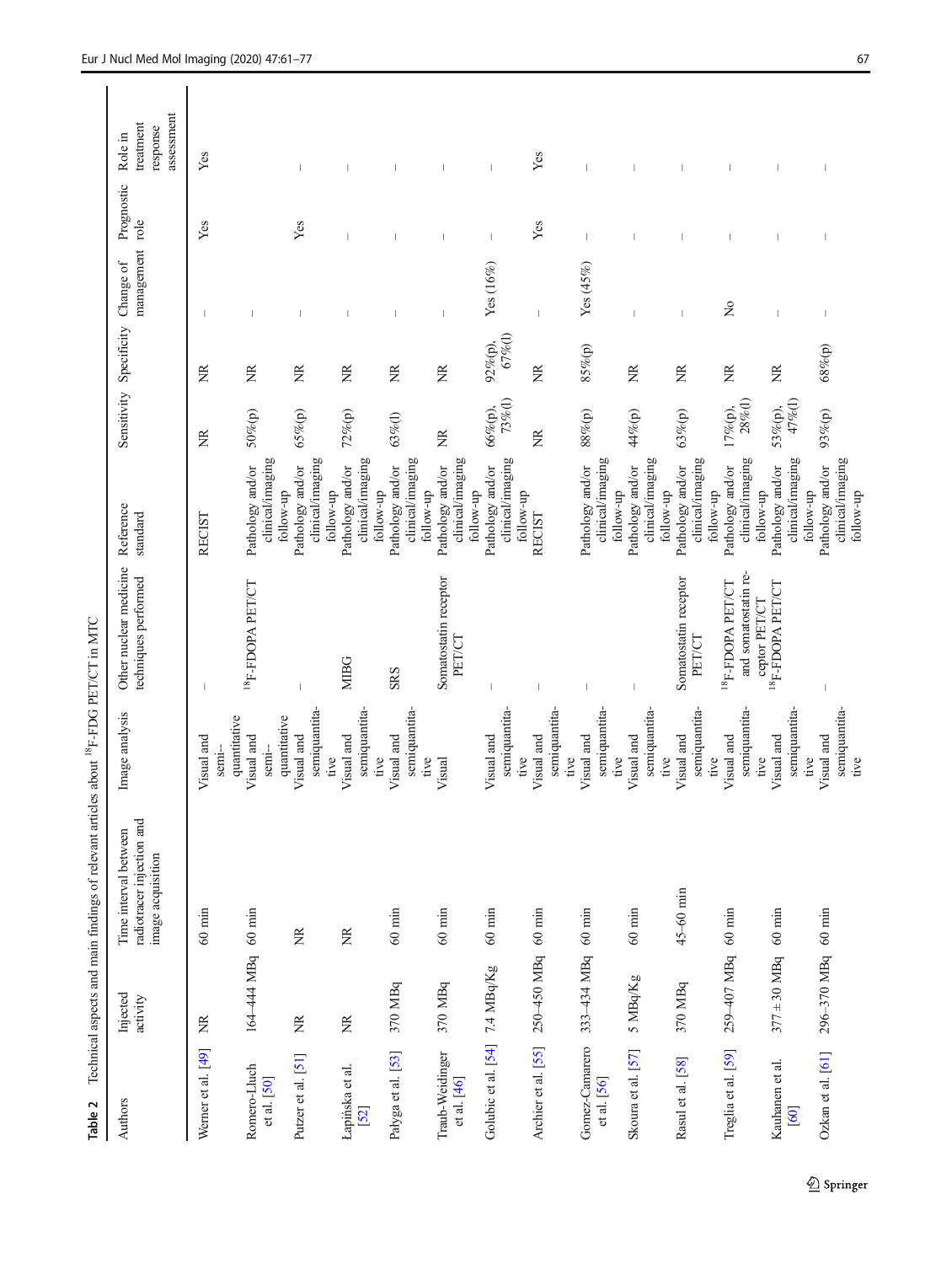**Table 2** Technical aspects and main findings of relevant articles about $^{18}$F-FDG PET/CT in MTC

| Authors | Injected activity | Time interval between radiotracer injection and image acquisition | Image analysis | Other nuclear medicine techniques performed | Reference standard | Sensitivity | Specificity | Change of management | Prognostic role | Role in treatment response assessment |
|---|---|---|---|---|---|---|---|---|---|---|
| Werner et al. [49] | NR | 60 min | Visual and semi-quantitative | – | RECIST | NR | NR | – | Yes | Yes |
| Romero-Lluch et al. [50] | 164–444 MBq | 60 min | Visual and semi-quantitative | $^{18}$F-FDOPA PET/CT | Pathology and/or clinical/imaging follow-up | 50%(p) | NR | – | | – |
| Putzer et al. [51] | NR | NR | Visual and semiquantitative | – | Pathology and/or clinical/imaging follow-up | 65%(p) | NR | – | Yes | – |
| Lapińska et al. [52] | NR | NR | Visual and semiquantitative | MIBG | Pathology and/or clinical/imaging follow-up | 72%(p) | NR | – | – | – |
| Pałyga et al. [53] | 370 MBq | 60 min | Visual and semiquantitative | SRS | Pathology and/or clinical/imaging follow-up | 63%(l) | NR | – | – | – |
| Traub-Weidinger et al. [46] | 370 MBq | 60 min | Visual | Somatostatin receptor PET/CT | Pathology and/or clinical/imaging follow-up | NR | NR | – | – | – |
| Golubic et al. [54] | 7.4 MBq/Kg | 60 min | Visual and semiquantitative | – | Pathology and/or clinical/imaging follow-up | 66%(p), 73%(l) | 92%(p), 67%(l) | Yes (16%) | – | – |
| Archier et al. [55] | 250–450 MBq | 60 min | Visual and semiquantitative | – | RECIST | NR | NR | – | Yes | Yes |
| Gomez-Camarero et al. [56] | 333–434 MBq | 60 min | Visual and semiquantitative | – | Pathology and/or clinical/imaging follow-up | 88%(p) | 85%(p) | Yes (45%) | – | – |
| Skoura et al. [57] | 5 MBq/Kg | 60 min | Visual and semiquantitative | – | Pathology and/or clinical/imaging follow-up | 44%(p) | NR | – | – | – |
| Rasul et al. [58] | 370 MBq | 45–60 min | Visual and semiquantitative | Somatostatin receptor PET/CT | Pathology and/or clinical/imaging follow-up | 63%(p) | NR | – | – | – |
| Treglia et al. [59] | 259–407 MBq | 60 min | Visual and semiquantitative | $^{18}$F-FDOPA PET/CT and somatostatin receptor PET/CT | Pathology and/or clinical/imaging follow-up | 17%(p), 28%(l) | NR | No | – | – |
| Kauhanen et al. [60] | 377 ± 30 MBq | 60 min | Visual and semiquantitative | $^{18}$F-FDOPA PET/CT | Pathology and/or clinical/imaging follow-up | 53%(p), 47%(l) | NR | – | – | – |
| Ozkan et al. [61] | 296–370 MBq | 60 min | Visual and semiquantitative | – | Pathology and/or clinical/imaging follow-up | 93%(p) | 68%(p) | – | – | – |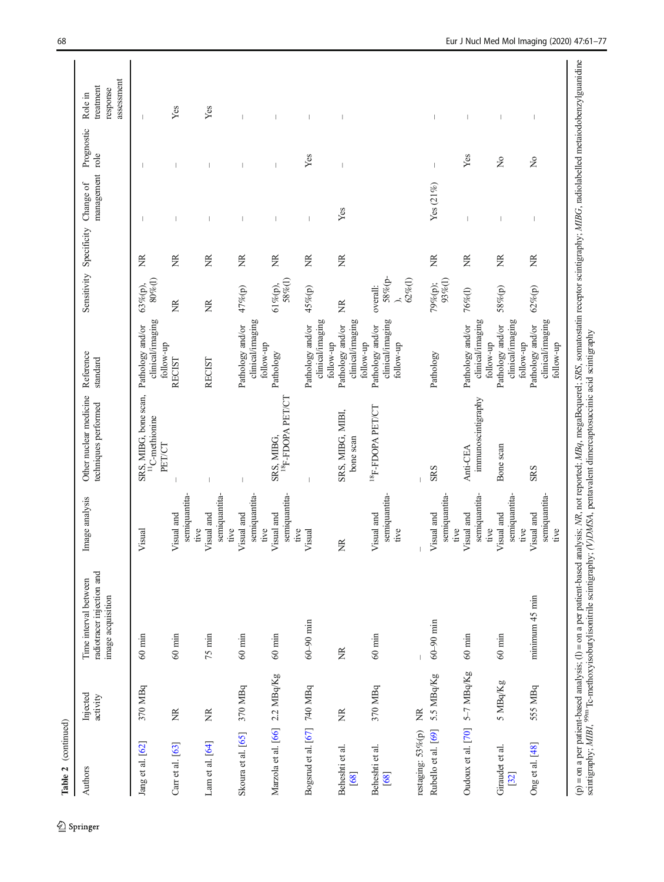**Table 2** (continued)

| Authors | Injected activity | Time interval between radiotracer injection and image acquisition | Image analysis | Other nuclear medicine techniques performed | Reference standard | Sensitivity | Specificity | Change of management | Prognostic role | Role in treatment response assessment |
|---|---|---|---|---|---|---|---|---|---|---|
| Jang et al. [62] | 370 MBq | 60 min | Visual | SRS, MIBG, bone scan, $^{11}$C-methionine PET/CT | Pathology and/or clinical/imaging follow-up | 63%(p), 80%(l) | NR | – | – | – |
| Carr et al. [63] | NR | 60 min | Visual and semiquantitative | – | RECIST | NR | NR | – | – | Yes |
| Lam et al. [64] | NR | 75 min | Visual and semiquantitative | – | RECIST | NR | NR | – | – | Yes |
| Skoura et al. [65] | 370 MBq | 60 min | Visual and semiquantitative | – | Pathology and/or clinical/imaging follow-up | 47%(p) | NR | – | – | – |
| Marzola et al. [66] | 2.2 MBq/Kg | 60 min | Visual and semiquantitative | SRS, MIBG, $^{18}$F-FDOPA PET/CT | Pathology | 61%(p), 58%(l) | NR | – | – | – |
| Bogsrud et al. [67] | 740 MBq | 60–90 min | Visual | – | Pathology and/or clinical/imaging follow-up | 45%(p) | NR | – | Yes | – |
| Beheshti et al. [68] | NR | NR | NR | SRS, MIBG, MIBI, bone scan | Pathology and/or clinical/imaging follow-up | NR | NR | Yes | – | – |
| Beheshti et al. [68] | 370 MBq | 60 min | Visual and semiquantitative | $^{18}$F-FDOPA PET/CT | Pathology and/or clinical/imaging follow-up | overall: 58%(p), 62%(l) | | | | |
| restaging: 53%(p) | NR | – | – | – | | | | | | |
| Rubello et al. [69] | 5.5 MBq/Kg | 60–90 min | Visual and semiquantitative | SRS | Pathology | 79%(p); 93%(l) | NR | Yes (21%) | – | – |
| Oudoux et al. [70] | 5–7 MBq/Kg | 60 min | Visual and semiquantitative | Anti-CEA immunoscintigraphy | Pathology and/or clinical/imaging follow-up | 76%(l) | NR | – | Yes | – |
| Giraudet et al. [32] | 5 MBq/Kg | 60 min | Visual and semiquantitative | Bone scan | Pathology and/or clinical/imaging follow-up | 58%(p) | NR | – | No | – |
| Ong et al. [48] | 555 MBq | minimum 45 min | Visual and semiquantitative | SRS | Pathology and/or clinical/imaging follow-up | 62%(p) | NR | – | No | – |

(p) = on a per patient-based analysis; (l) = on a per patient-based analysis; *NR*, not reported; *MBq*, megaBequerel; *SRS*, somatostatin receptor scintigraphy; *MIBG*, radiolabelled metaiodobenzylguanidine scintigraphy; *MIBI*, $^{99m}$Tc-methoxyisobutylisonitrile scintigraphy; *(V)DMSA*, pentavalent dimercaptosuccinic acid scintigraphy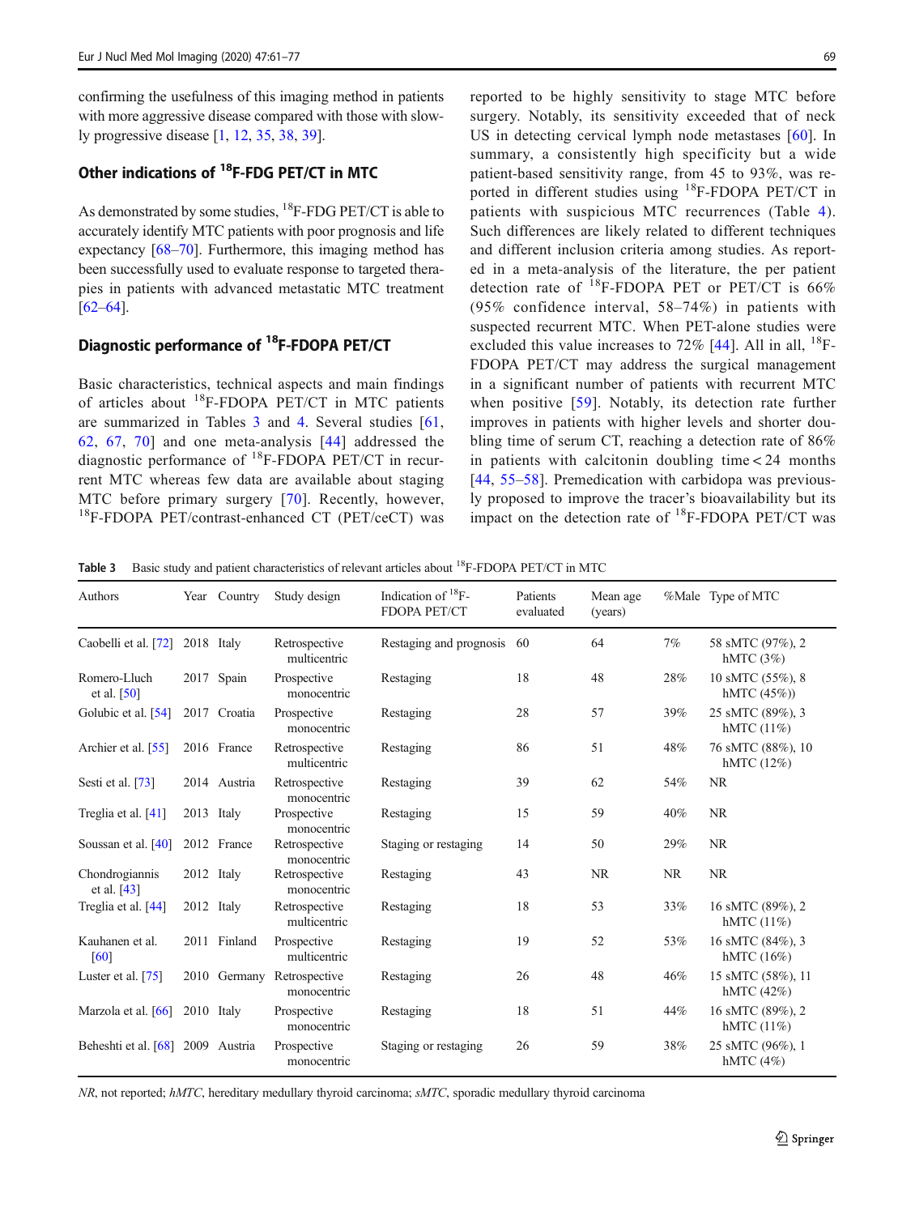confirming the usefulness of this imaging method in patients with more aggressive disease compared with those with slowly progressive disease [1, 12, 35, 38, 39].

## Other indications of $^{18}$F-FDG PET/CT in MTC

As demonstrated by some studies, $^{18}$F-FDG PET/CT is able to accurately identify MTC patients with poor prognosis and life expectancy [68–70]. Furthermore, this imaging method has been successfully used to evaluate response to targeted therapies in patients with advanced metastatic MTC treatment [62–64].

## Diagnostic performance of $^{18}$F-FDOPA PET/CT

Basic characteristics, technical aspects and main findings of articles about $^{18}$F-FDOPA PET/CT in MTC patients are summarized in Tables 3 and 4. Several studies [61, 62, 67, 70] and one meta-analysis [44] addressed the diagnostic performance of $^{18}$F-FDOPA PET/CT in recurrent MTC whereas few data are available about staging MTC before primary surgery [70]. Recently, however, $^{18}$F-FDOPA PET/contrast-enhanced CT (PET/ceCT) was reported to be highly sensitivity to stage MTC before surgery. Notably, its sensitivity exceeded that of neck US in detecting cervical lymph node metastases [60]. In summary, a consistently high specificity but a wide patient-based sensitivity range, from 45 to 93%, was reported in different studies using $^{18}$F-FDOPA PET/CT in patients with suspicious MTC recurrences (Table 4). Such differences are likely related to different techniques and different inclusion criteria among studies. As reported in a meta-analysis of the literature, the per patient detection rate of $^{18}$F-FDOPA PET or PET/CT is 66% (95% confidence interval, 58–74%) in patients with suspected recurrent MTC. When PET-alone studies were excluded this value increases to 72% [44]. All in all, $^{18}$F-FDOPA PET/CT may address the surgical management in a significant number of patients with recurrent MTC when positive [59]. Notably, its detection rate further improves in patients with higher levels and shorter doubling time of serum CT, reaching a detection rate of 86% in patients with calcitonin doubling time < 24 months [44, 55–58]. Premedication with carbidopa was previously proposed to improve the tracer's bioavailability but its impact on the detection rate of $^{18}$F-FDOPA PET/CT was

**Table 3** Basic study and patient characteristics of relevant articles about $^{18}$F-FDOPA PET/CT in MTC

| Authors | Year | Country | Study design | Indication of $^{18}$F-FDOPA PET/CT | Patients evaluated | Mean age (years) | %Male | Type of MTC |
|---|---|---|---|---|---|---|---|---|
| Caobelli et al. [72] | 2018 | Italy | Retrospective multicentric | Restaging and prognosis | 60 | 64 | 7% | 58 sMTC (97%), 2 hMTC (3%) |
| Romero-Lluch et al. [50] | 2017 | Spain | Prospective monocentric | Restaging | 18 | 48 | 28% | 10 sMTC (55%), 8 hMTC (45%)) |
| Golubic et al. [54] | 2017 | Croatia | Prospective monocentric | Restaging | 28 | 57 | 39% | 25 sMTC (89%), 3 hMTC (11%) |
| Archier et al. [55] | 2016 | France | Retrospective multicentric | Restaging | 86 | 51 | 48% | 76 sMTC (88%), 10 hMTC (12%) |
| Sesti et al. [73] | 2014 | Austria | Retrospective monocentric | Restaging | 39 | 62 | 54% | NR |
| Treglia et al. [41] | 2013 | Italy | Prospective monocentric | Restaging | 15 | 59 | 40% | NR |
| Soussan et al. [40] | 2012 | France | Retrospective monocentric | Staging or restaging | 14 | 50 | 29% | NR |
| Chondrogiannis et al. [43] | 2012 | Italy | Retrospective monocentric | Restaging | 43 | NR | NR | NR |
| Treglia et al. [44] | 2012 | Italy | Retrospective multicentric | Restaging | 18 | 53 | 33% | 16 sMTC (89%), 2 hMTC (11%) |
| Kauhanen et al. [60] | 2011 | Finland | Prospective multicentric | Restaging | 19 | 52 | 53% | 16 sMTC (84%), 3 hMTC (16%) |
| Luster et al. [75] | 2010 | Germany | Retrospective monocentric | Restaging | 26 | 48 | 46% | 15 sMTC (58%), 11 hMTC (42%) |
| Marzola et al. [66] | 2010 | Italy | Prospective monocentric | Restaging | 18 | 51 | 44% | 16 sMTC (89%), 2 hMTC (11%) |
| Beheshti et al. [68] | 2009 | Austria | Prospective monocentric | Staging or restaging | 26 | 59 | 38% | 25 sMTC (96%), 1 hMTC (4%) |

*NR*, not reported; *hMTC*, hereditary medullary thyroid carcinoma; *sMTC*, sporadic medullary thyroid carcinoma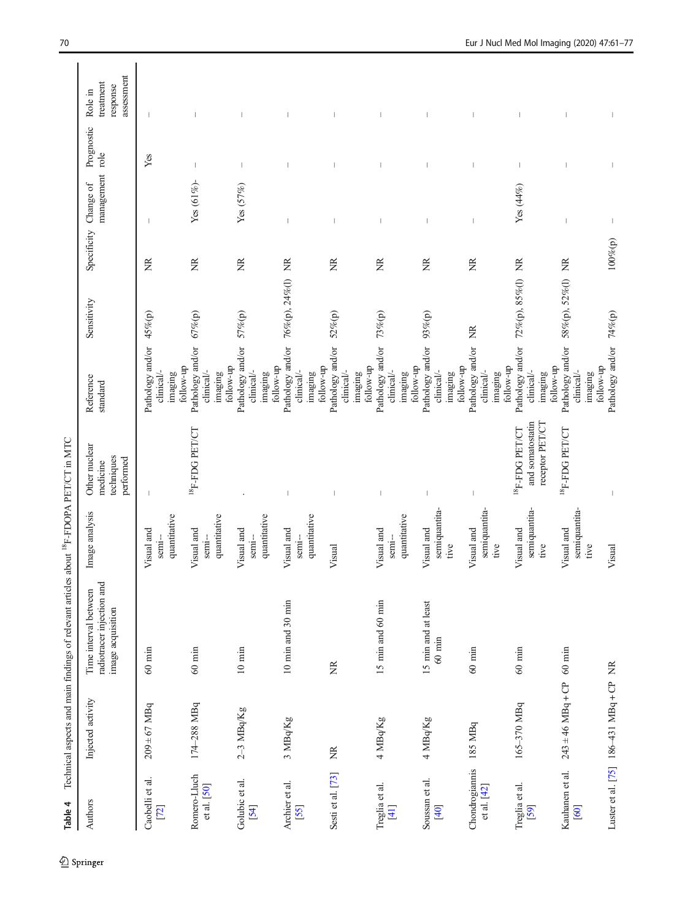**Table 4** Technical aspects and main findings of relevant articles about $^{18}$F-FDOPA PET/CT in MTC

| Authors | Injected activity | Time interval between radiotracer injection and image acquisition | Image analysis | Other nuclear medicine techniques performed | Reference standard | Sensitivity | Specificity | Change of management | Prognostic role | Role in treatment response assessment |
|---|---|---|---|---|---|---|---|---|---|---|
| Caobelli et al. [72] | 209 ± 67 MBq | 60 min | Visual and semi-quantitative | – | Pathology and/or clinical/imaging follow-up | 45%(p) | NR | – | Yes | – |
| Romero-Lluch et al. [50] | 174–288 MBq | 60 min | Visual and semi-quantitative | $^{18}$F-FDG PET/CT | Pathology and/or clinical/imaging follow-up | 67%(p) | NR | Yes (61%)- | – | – |
| Golubic et al. [54] | 2–3 MBq/Kg | 10 min | Visual and semi-quantitative | . | Pathology and/or clinical/imaging follow-up | 57%(p) | NR | Yes (57%) | – | – |
| Archier et al. [55] | 3 MBq/Kg | 10 min and 30 min | Visual and semi-quantitative | – | Pathology and/or clinical/imaging follow-up | 76%(p), 24%(l) | NR | – | – | – |
| Sesti et al. [73] | NR | NR | Visual | – | Pathology and/or clinical/imaging follow-up | 52%(p) | NR | – | – | – |
| Treglia et al. [41] | 4 MBq/Kg | 15 min and 60 min | Visual and semi-quantitative | – | Pathology and/or clinical/imaging follow-up | 73%(p) | NR | – | – | – |
| Soussan et al. [40] | 4 MBq/Kg | 15 min and at least 60 min | Visual and semiquantitative | – | Pathology and/or clinical/imaging follow-up | 93%(p) | NR | – | – | – |
| Chondrogiannis et al. [42] | 185 MBq | 60 min | Visual and semiquantitative | – | Pathology and/or clinical/imaging follow-up | NR | NR | – | – | – |
| Treglia et al. [59] | 165–370 MBq | 60 min | Visual and semiquantitative | $^{18}$F-FDG PET/CT and somatostatin receptor PET/CT | Pathology and/or clinical/imaging follow-up | 72%(p), 85%(l) | NR | Yes (44%) | – | – |
| Kauhanen et al. [60] | 243 ± 46 MBq + CP | 60 min | Visual and semiquantitative | $^{18}$F-FDG PET/CT | Pathology and/or clinical/imaging follow-up | 58%(p), 52%(l) | NR | – | – | – |
| Luster et al. [75] | 186–431 MBq + CP | NR | Visual | – | Pathology and/or | 74%(p) | 100%(p) | – | – | – |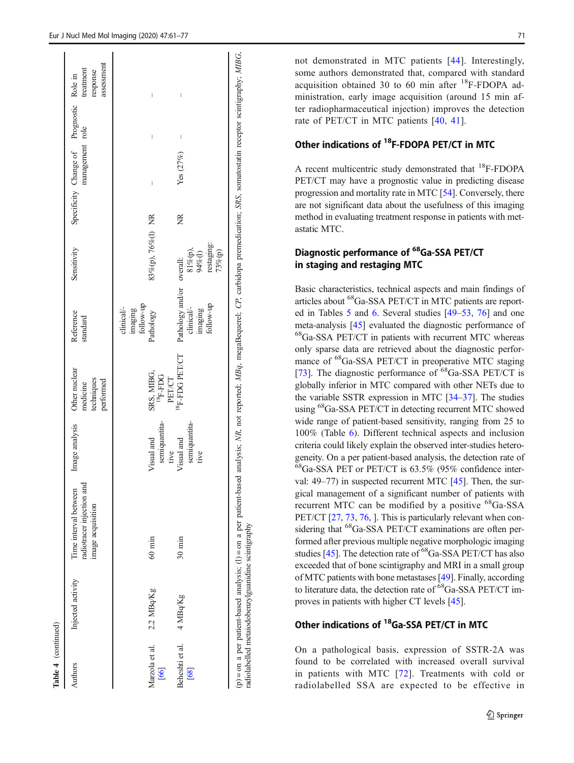**Table 4** (continued)

| Authors | Injected activity | Time interval between radiotracer injection and image acquisition | Image analysis | Other nuclear medicine techniques performed | Reference standard | Sensitivity | Specificity | Change of management | Prognostic role | Role in treatment response assessment |
|---|---|---|---|---|---|---|---|---|---|---|
| | | | | | clinical-/imaging follow-up | | | | | |
| Marzola et al. [66] | 2.2 MBq/Kg | 60 min | Visual and semiquantitative | SRS, MIBG, $^{18}$F-FDG PET/CT | Pathology | 83%(p), 76%(l) | NR | – | – | – |
| Beheshti et al. [68] | 4 MBq/Kg | 30 min | Visual and semiquantitative | $^{18}$F-FDG PET/CT | Pathology and/or clinical-/imaging follow-up | overall: 81%(p), 94%(l) restaging: 73%(p) | NR | Yes (27%) | – | – |

(p) = on a per patient-based analysis; (l) = on a per lesion-based analysis; *NR*, not reported; *MBq*, megaBequerel; *CP*, carbidopa premedication; *SRS*, somatostatin receptor scintigraphy; *MIBG*, radiolabelled metaiodobenzylguanidine scintigraphy

not demonstrated in MTC patients [44]. Interestingly, some authors demonstrated that, compared with standard acquisition obtained 30 to 60 min after $^{18}$F-FDOPA administration, early image acquisition (around 15 min after radiopharmaceutical injection) improves the detection rate of PET/CT in MTC patients [40, 41].

## Other indications of $^{18}$F-FDOPA PET/CT in MTC

A recent multicentric study demonstrated that $^{18}$F-FDOPA PET/CT may have a prognostic value in predicting disease progression and mortality rate in MTC [54]. Conversely, there are not significant data about the usefulness of this imaging method in evaluating treatment response in patients with metastatic MTC.

## Diagnostic performance of $^{68}$Ga-SSA PET/CT in staging and restaging MTC

Basic characteristics, technical aspects and main findings of articles about $^{68}$Ga-SSA PET/CT in MTC patients are reported in Tables 5 and 6. Several studies [49–53, 76] and one meta-analysis [45] evaluated the diagnostic performance of $^{68}$Ga-SSA PET/CT in patients with recurrent MTC whereas only sparse data are retrieved about the diagnostic performance of $^{68}$Ga-SSA PET/CT in preoperative MTC staging [73]. The diagnostic performance of $^{68}$Ga-SSA PET/CT is globally inferior in MTC compared with other NETs due to the variable SSTR expression in MTC [34–37]. The studies using $^{68}$Ga-SSA PET/CT in detecting recurrent MTC showed wide range of patient-based sensitivity, ranging from 25 to 100% (Table 6). Different technical aspects and inclusion criteria could likely explain the observed inter-studies heterogeneity. On a per patient-based analysis, the detection rate of $^{68}$Ga-SSA PET or PET/CT is 63.5% (95% confidence interval: 49–77) in suspected recurrent MTC [45]. Then, the surgical management of a significant number of patients with recurrent MTC can be modified by a positive $^{68}$Ga-SSA PET/CT [27, 73, 76, ]. This is particularly relevant when considering that $^{68}$Ga-SSA PET/CT examinations are often performed after previous multiple negative morphologic imaging studies [45]. The detection rate of $^{68}$Ga-SSA PET/CT has also exceeded that of bone scintigraphy and MRI in a small group of MTC patients with bone metastases [49]. Finally, according to literature data, the detection rate of $^{68}$Ga-SSA PET/CT improves in patients with higher CT levels [45].

## Other indications of $^{18}$Ga-SSA PET/CT in MTC

On a pathological basis, expression of SSTR-2A was found to be correlated with increased overall survival in patients with MTC [72]. Treatments with cold or radiolabelled SSA are expected to be effective in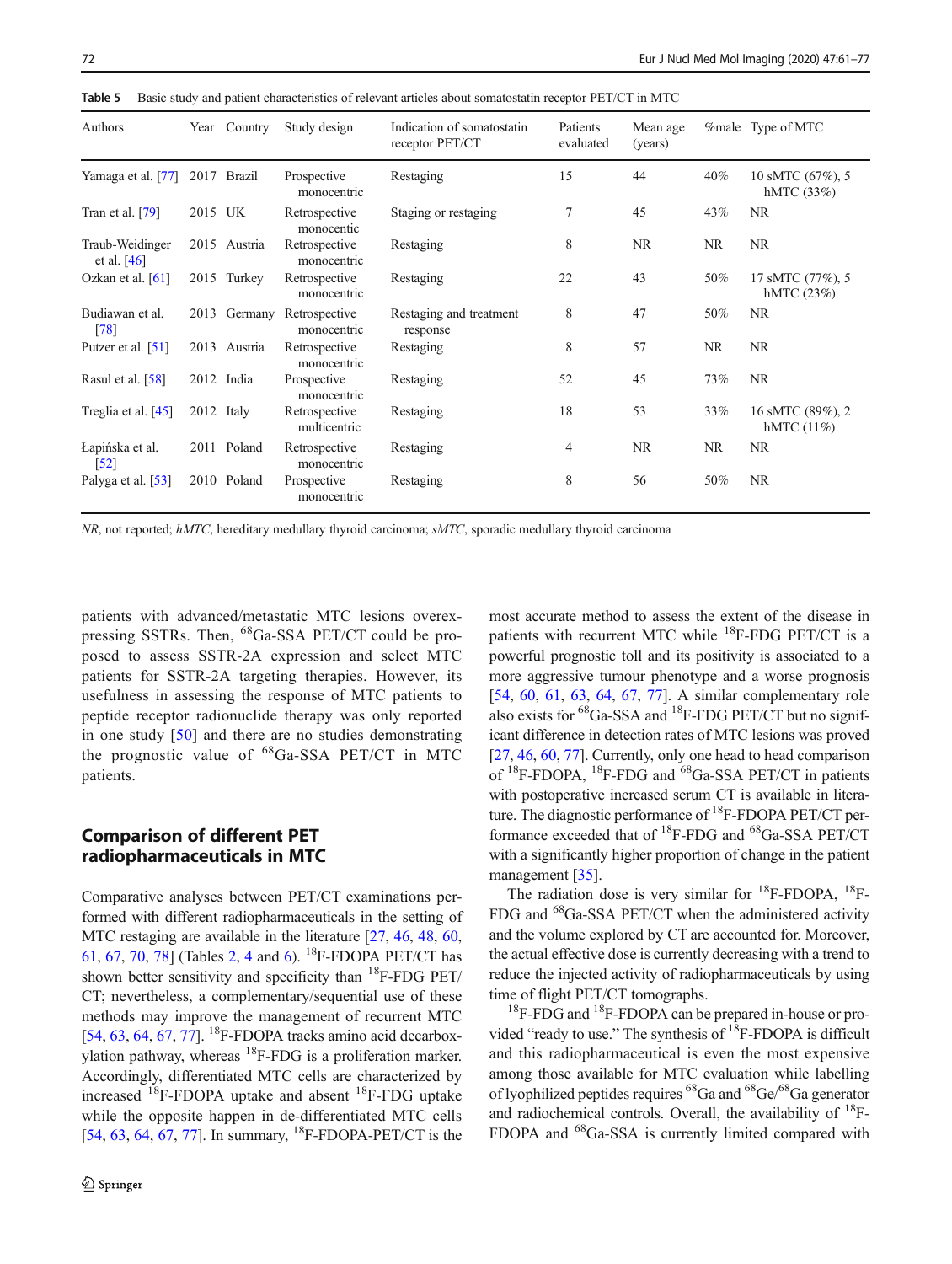**Table 5** Basic study and patient characteristics of relevant articles about somatostatin receptor PET/CT in MTC

| Authors | Year | Country | Study design | Indication of somatostatin receptor PET/CT | Patients evaluated | Mean age (years) | %male | Type of MTC |
|---|---|---|---|---|---|---|---|---|
| Yamaga et al. [77] | 2017 | Brazil | Prospective monocentric | Restaging | 15 | 44 | 40% | 10 sMTC (67%), 5 hMTC (33%) |
| Tran et al. [79] | 2015 | UK | Retrospective monocentric | Staging or restaging | 7 | 45 | 43% | NR |
| Traub-Weidinger et al. [46] | 2015 | Austria | Retrospective monocentric | Restaging | 8 | NR | NR | NR |
| Ozkan et al. [61] | 2015 | Turkey | Retrospective monocentric | Restaging | 22 | 43 | 50% | 17 sMTC (77%), 5 hMTC (23%) |
| Budiawan et al. [78] | 2013 | Germany | Retrospective monocentric | Restaging and treatment response | 8 | 47 | 50% | NR |
| Putzer et al. [51] | 2013 | Austria | Retrospective monocentric | Restaging | 8 | 57 | NR | NR |
| Rasul et al. [58] | 2012 | India | Prospective monocentric | Restaging | 52 | 45 | 73% | NR |
| Treglia et al. [45] | 2012 | Italy | Retrospective multicentric | Restaging | 18 | 53 | 33% | 16 sMTC (89%), 2 hMTC (11%) |
| Łapińska et al. [52] | 2011 | Poland | Retrospective monocentric | Restaging | 4 | NR | NR | NR |
| Palyga et al. [53] | 2010 | Poland | Prospective monocentric | Restaging | 8 | 56 | 50% | NR |

*NR*, not reported; *hMTC*, hereditary medullary thyroid carcinoma; *sMTC*, sporadic medullary thyroid carcinoma

patients with advanced/metastatic MTC lesions overexpressing SSTRs. Then, $^{68}$Ga-SSA PET/CT could be proposed to assess SSTR-2A expression and select MTC patients for SSTR-2A targeting therapies. However, its usefulness in assessing the response of MTC patients to peptide receptor radionuclide therapy was only reported in one study [50] and there are no studies demonstrating the prognostic value of $^{68}$Ga-SSA PET/CT in MTC patients.

## Comparison of different PET radiopharmaceuticals in MTC

Comparative analyses between PET/CT examinations performed with different radiopharmaceuticals in the setting of MTC restaging are available in the literature [27, 46, 48, 60, 61, 67, 70, 78] (Tables 2, 4 and 6). $^{18}$F-FDOPA PET/CT has shown better sensitivity and specificity than $^{18}$F-FDG PET/CT; nevertheless, a complementary/sequential use of these methods may improve the management of recurrent MTC [54, 63, 64, 67, 77]. $^{18}$F-FDOPA tracks amino acid decarboxylation pathway, whereas $^{18}$F-FDG is a proliferation marker. Accordingly, differentiated MTC cells are characterized by increased $^{18}$F-FDOPA uptake and absent $^{18}$F-FDG uptake while the opposite happen in de-differentiated MTC cells [54, 63, 64, 67, 77]. In summary, $^{18}$F-FDOPA-PET/CT is the most accurate method to assess the extent of the disease in patients with recurrent MTC while $^{18}$F-FDG PET/CT is a powerful prognostic toll and its positivity is associated to a more aggressive tumour phenotype and a worse prognosis [54, 60, 61, 63, 64, 67, 77]. A similar complementary role also exists for $^{68}$Ga-SSA and $^{18}$F-FDG PET/CT but no significant difference in detection rates of MTC lesions was proved [27, 46, 60, 77]. Currently, only one head to head comparison of $^{18}$F-FDOPA, $^{18}$F-FDG and $^{68}$Ga-SSA PET/CT in patients with postoperative increased serum CT is available in literature. The diagnostic performance of $^{18}$F-FDOPA PET/CT performance exceeded that of $^{18}$F-FDG and $^{68}$Ga-SSA PET/CT with a significantly higher proportion of change in the patient management [35].

The radiation dose is very similar for $^{18}$F-FDOPA, $^{18}$F-FDG and $^{68}$Ga-SSA PET/CT when the administered activity and the volume explored by CT are accounted for. Moreover, the actual effective dose is currently decreasing with a trend to reduce the injected activity of radiopharmaceuticals by using time of flight PET/CT tomographs.

$^{18}$F-FDG and $^{18}$F-FDOPA can be prepared in-house or provided "ready to use." The synthesis of $^{18}$F-FDOPA is difficult and this radiopharmaceutical is even the most expensive among those available for MTC evaluation while labelling of lyophilized peptides requires $^{68}$Ga and $^{68}$Ge/$^{68}$Ga generator and radiochemical controls. Overall, the availability of $^{18}$F-FDOPA and $^{68}$Ga-SSA is currently limited compared with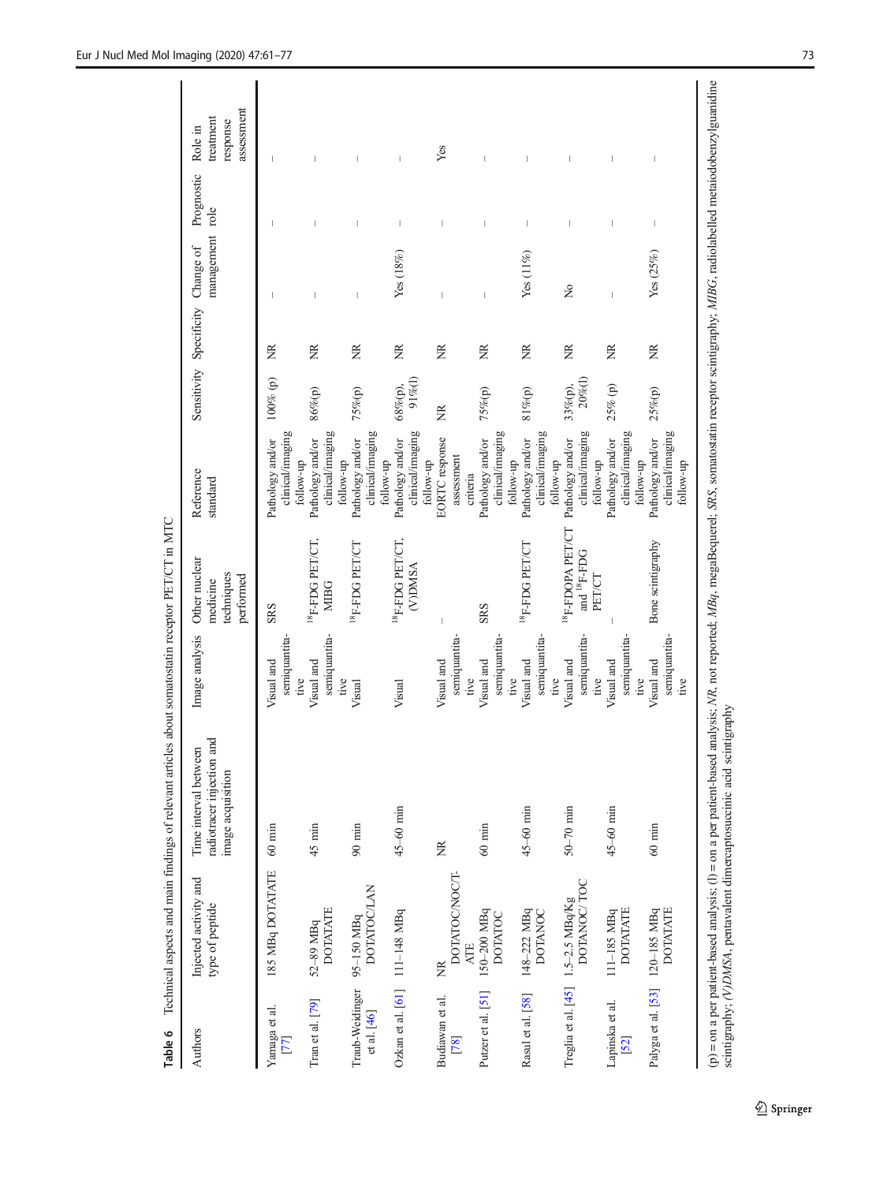**Table 6** Technical aspects and main findings of relevant articles about somatostatin receptor PET/CT in MTC

| Authors | Injected activity and type of peptide | Time interval between radiotracer injection and image acquisition | Image analysis | Other nuclear medicine techniques performed | Reference standard | Sensitivity | Specificity | Change of management | Prognostic role | Role in treatment response assessment |
|---|---|---|---|---|---|---|---|---|---|---|
| Yamaga et al. [77] | 185 MBq DOTATATE | 60 min | Visual and semiquantitative | SRS | Pathology and/or clinical/imaging follow-up | 100% (p) | NR | – | – | – |
| Tran et al. [79] | 52–89 MBq DOTATATE | 45 min | Visual and semiquantitative | $^{18}$F-FDG PET/CT, MIBG | Pathology and/or clinical/imaging follow-up | 86%(p) | NR | – | – | – |
| Traub-Weidinger et al. [46] | 95–150 MBq DOTATOC/LAN | 90 min | Visual | $^{18}$F-FDG PET/CT | Pathology and/or clinical/imaging follow-up | 75%(p) | NR | – | – | – |
| Ozkan et al. [61] | 111–148 MBq | 45–60 min | Visual | $^{18}$F-FDG PET/CT, (V)DMSA | Pathology and/or clinical/imaging follow-up | 68%(p), 91%(l) | NR | Yes (18%) | – | – |
| Budiawan et al. [78] | NR DOTATOC/NOC/TATE | NR | Visual and semiquantitative | – | EORTC response assessment criteria | NR | NR | – | – | Yes |
| Putzer et al. [51] | 150–200 MBq DOTATOC | 60 min | Visual and semiquantitative | SRS | Pathology and/or clinical/imaging follow-up | 75%(p) | NR | – | – | – |
| Rasul et al. [58] | 148–222 MBq DOTANOC | 45–60 min | Visual and semiquantitative | $^{18}$F-FDG PET/CT | Pathology and/or clinical/imaging follow-up | 81%(p) | NR | Yes (11%) | – | – |
| Treglia et al. [45] | 1.5–2.5 MBq/Kg DOTANOC/TOC | 50–70 min | Visual and semiquantitative | $^{18}$F-FDOPA PET/CT and $^{18}$F-FDG PET/CT | Pathology and/or clinical/imaging follow-up | 33%(p), 20%(l) | NR | No | – | – |
| Lapinska et al. [52] | 111–185 MBq DOTATATE | 45–60 min | Visual and semiquantitative | – | Pathology and/or clinical/imaging follow-up | 25% (p) | NR | – | – | – |
| Palyga et al. [53] | 120–185 MBq DOTATATE | 60 min | Visual and semiquantitative | Bone scintigraphy | Pathology and/or clinical/imaging follow-up | 25%(p) | NR | Yes (25%) | – | – |

(p) = on a per patient-based analysis; (l) = on a per patient-based analysis; *NR*, not reported; *MBq*, megaBequerel; *SRS*, somatostatin receptor scintigraphy; *MIBG*, radiolabelled metaiodobenzylguanidine scintigraphy; *(V)DMSA*, pentavalent dimercaptosuccinic acid scintigraphy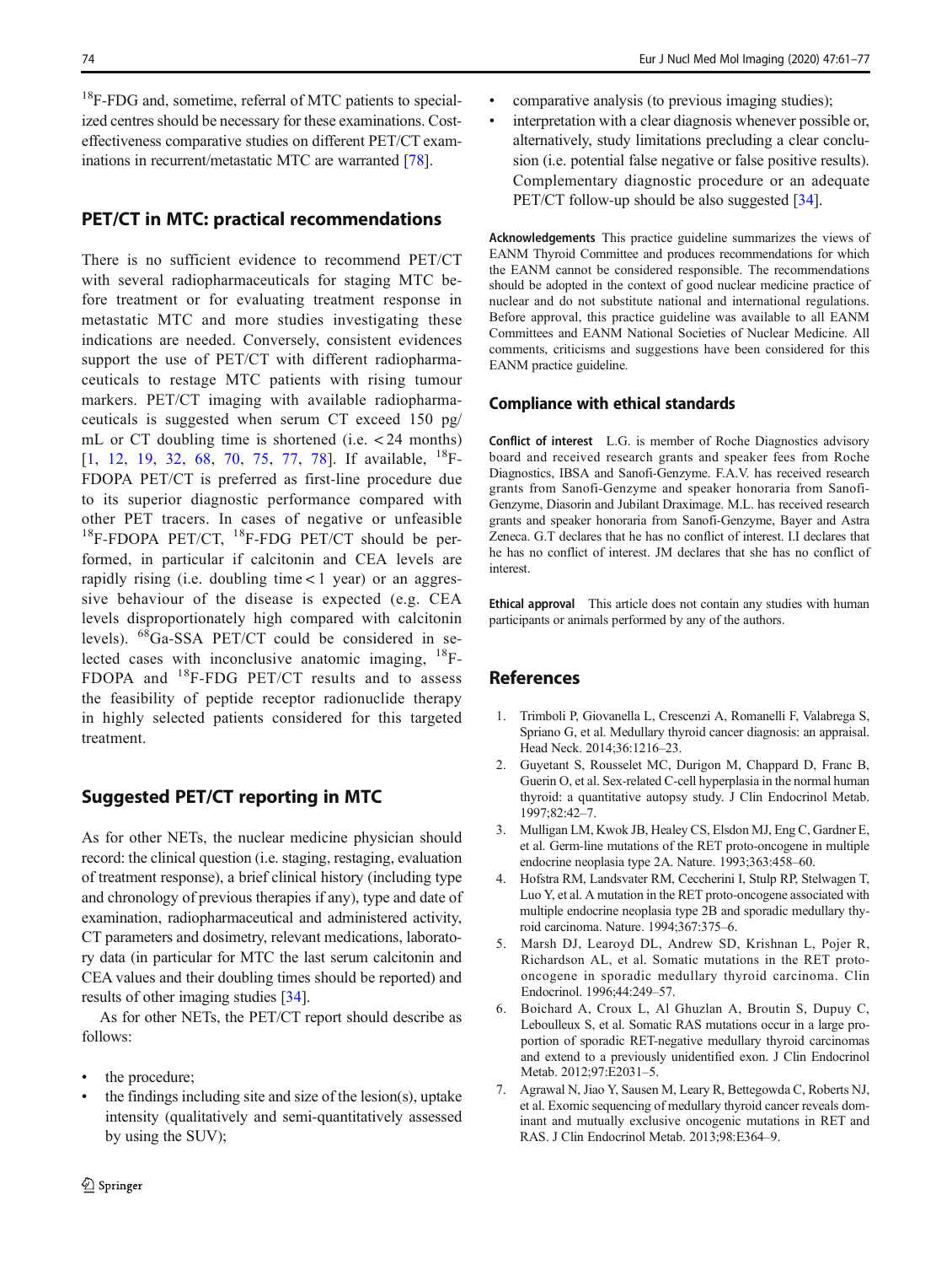$^{18}$F-FDG and, sometime, referral of MTC patients to specialized centres should be necessary for these examinations. Cost-effectiveness comparative studies on different PET/CT examinations in recurrent/metastatic MTC are warranted [78].

## PET/CT in MTC: practical recommendations

There is no sufficient evidence to recommend PET/CT with several radiopharmaceuticals for staging MTC before treatment or for evaluating treatment response in metastatic MTC and more studies investigating these indications are needed. Conversely, consistent evidences support the use of PET/CT with different radiopharmaceuticals to restage MTC patients with rising tumour markers. PET/CT imaging with available radiopharmaceuticals is suggested when serum CT exceed 150 pg/mL or CT doubling time is shortened (i.e. < 24 months) [1, 12, 19, 32, 68, 70, 75, 77, 78]. If available, $^{18}$F-FDOPA PET/CT is preferred as first-line procedure due to its superior diagnostic performance compared with other PET tracers. In cases of negative or unfeasible $^{18}$F-FDOPA PET/CT, $^{18}$F-FDG PET/CT should be performed, in particular if calcitonin and CEA levels are rapidly rising (i.e. doubling time < 1 year) or an aggressive behaviour of the disease is expected (e.g. CEA levels disproportionately high compared with calcitonin levels). $^{68}$Ga-SSA PET/CT could be considered in selected cases with inconclusive anatomic imaging, $^{18}$F-FDOPA and $^{18}$F-FDG PET/CT results and to assess the feasibility of peptide receptor radionuclide therapy in highly selected patients considered for this targeted treatment.

## Suggested PET/CT reporting in MTC

As for other NETs, the nuclear medicine physician should record: the clinical question (i.e. staging, restaging, evaluation of treatment response), a brief clinical history (including type and chronology of previous therapies if any), type and date of examination, radiopharmaceutical and administered activity, CT parameters and dosimetry, relevant medications, laboratory data (in particular for MTC the last serum calcitonin and CEA values and their doubling times should be reported) and results of other imaging studies [34].

As for other NETs, the PET/CT report should describe as follows:

- the procedure;
- the findings including site and size of the lesion(s), uptake intensity (qualitatively and semi-quantitatively assessed by using the SUV);
- comparative analysis (to previous imaging studies);
- interpretation with a clear diagnosis whenever possible or, alternatively, study limitations precluding a clear conclusion (i.e. potential false negative or false positive results). Complementary diagnostic procedure or an adequate PET/CT follow-up should be also suggested [34].

**Acknowledgements** This practice guideline summarizes the views of EANM Thyroid Committee and produces recommendations for which the EANM cannot be considered responsible. The recommendations should be adopted in the context of good nuclear medicine practice of nuclear and do not substitute national and international regulations. Before approval, this practice guideline was available to all EANM Committees and EANM National Societies of Nuclear Medicine. All comments, criticisms and suggestions have been considered for this EANM practice guideline.

## Compliance with ethical standards

**Conflict of interest** L.G. is member of Roche Diagnostics advisory board and received research grants and speaker fees from Roche Diagnostics, IBSA and Sanofi-Genzyme. F.A.V. has received research grants from Sanofi-Genzyme and speaker honoraria from Sanofi-Genzyme, Diasorin and Jubilant Draximage. M.L. has received research grants and speaker honoraria from Sanofi-Genzyme, Bayer and Astra Zeneca. G.T declares that he has no conflict of interest. I.I declares that he has no conflict of interest. JM declares that she has no conflict of interest.

**Ethical approval** This article does not contain any studies with human participants or animals performed by any of the authors.

## References

1. Trimboli P, Giovanella L, Crescenzi A, Romanelli F, Valabrega S, Spriano G, et al. Medullary thyroid cancer diagnosis: an appraisal. Head Neck. 2014;36:1216–23.
2. Guyetant S, Rousselet MC, Durigon M, Chappard D, Franc B, Guerin O, et al. Sex-related C-cell hyperplasia in the normal human thyroid: a quantitative autopsy study. J Clin Endocrinol Metab. 1997;82:42–7.
3. Mulligan LM, Kwok JB, Healey CS, Elsdon MJ, Eng C, Gardner E, et al. Germ-line mutations of the RET proto-oncogene in multiple endocrine neoplasia type 2A. Nature. 1993;363:458–60.
4. Hofstra RM, Landsvater RM, Ceccherini I, Stulp RP, Stelwagen T, Luo Y, et al. A mutation in the RET proto-oncogene associated with multiple endocrine neoplasia type 2B and sporadic medullary thyroid carcinoma. Nature. 1994;367:375–6.
5. Marsh DJ, Learoyd DL, Andrew SD, Krishnan L, Pojer R, Richardson AL, et al. Somatic mutations in the RET proto-oncogene in sporadic medullary thyroid carcinoma. Clin Endocrinol. 1996;44:249–57.
6. Boichard A, Croux L, Al Ghuzlan A, Broutin S, Dupuy C, Leboulleux S, et al. Somatic RAS mutations occur in a large proportion of sporadic RET-negative medullary thyroid carcinomas and extend to a previously unidentified exon. J Clin Endocrinol Metab. 2012;97:E2031–5.
7. Agrawal N, Jiao Y, Sausen M, Leary R, Bettegowda C, Roberts NJ, et al. Exomic sequencing of medullary thyroid cancer reveals dominant and mutually exclusive oncogenic mutations in RET and RAS. J Clin Endocrinol Metab. 2013;98:E364–9.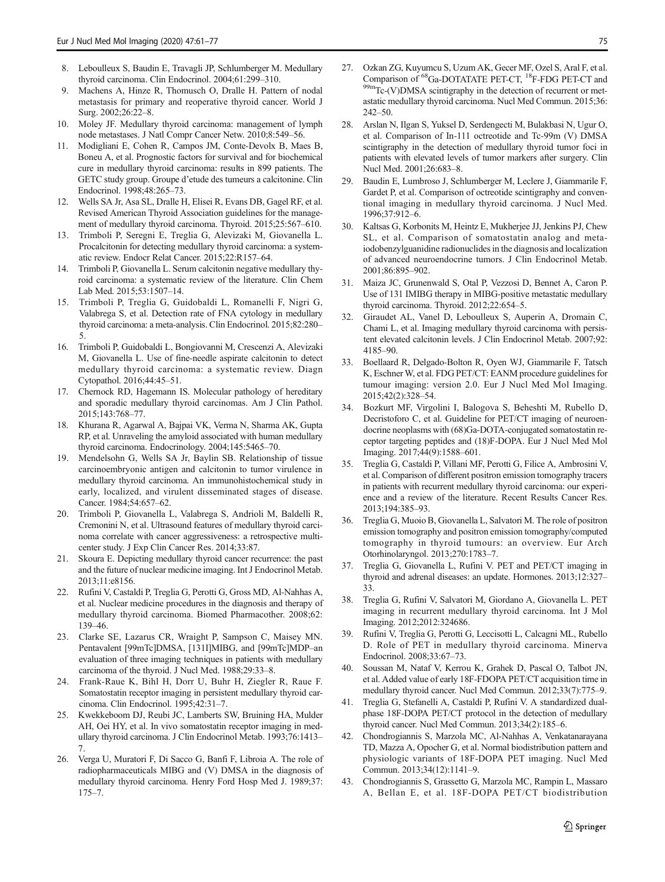8. Leboulleux S, Baudin E, Travagli JP, Schlumberger M. Medullary thyroid carcinoma. Clin Endocrinol. 2004;61:299–310.
9. Machens A, Hinze R, Thomusch O, Dralle H. Pattern of nodal metastasis for primary and reoperative thyroid cancer. World J Surg. 2002;26:22–8.
10. Moley JF. Medullary thyroid carcinoma: management of lymph node metastases. J Natl Compr Cancer Netw. 2010;8:549–56.
11. Modigliani E, Cohen R, Campos JM, Conte-Devolx B, Maes B, Boneu A, et al. Prognostic factors for survival and for biochemical cure in medullary thyroid carcinoma: results in 899 patients. The GETC study group. Groupe d'etude des tumeurs a calcitonine. Clin Endocrinol. 1998;48:265–73.
12. Wells SA Jr, Asa SL, Dralle H, Elisei R, Evans DB, Gagel RF, et al. Revised American Thyroid Association guidelines for the management of medullary thyroid carcinoma. Thyroid. 2015;25:567–610.
13. Trimboli P, Seregni E, Treglia G, Alevizaki M, Giovanella L. Procalcitonin for detecting medullary thyroid carcinoma: a systematic review. Endocr Relat Cancer. 2015;22:R157–64.
14. Trimboli P, Giovanella L. Serum calcitonin negative medullary thyroid carcinoma: a systematic review of the literature. Clin Chem Lab Med. 2015;53:1507–14.
15. Trimboli P, Treglia G, Guidobaldi L, Romanelli F, Nigri G, Valabrega S, et al. Detection rate of FNA cytology in medullary thyroid carcinoma: a meta-analysis. Clin Endocrinol. 2015;82:280–5.
16. Trimboli P, Guidobaldi L, Bongiovanni M, Crescenzi A, Alevizaki M, Giovanella L. Use of fine-needle aspirate calcitonin to detect medullary thyroid carcinoma: a systematic review. Diagn Cytopathol. 2016;44:45–51.
17. Chernock RD, Hagemann IS. Molecular pathology of hereditary and sporadic medullary thyroid carcinomas. Am J Clin Pathol. 2015;143:768–77.
18. Khurana R, Agarwal A, Bajpai VK, Verma N, Sharma AK, Gupta RP, et al. Unraveling the amyloid associated with human medullary thyroid carcinoma. Endocrinology. 2004;145:5465–70.
19. Mendelsohn G, Wells SA Jr, Baylin SB. Relationship of tissue carcinoembryonic antigen and calcitonin to tumor virulence in medullary thyroid carcinoma. An immunohistochemical study in early, localized, and virulent disseminated stages of disease. Cancer. 1984;54:657–62.
20. Trimboli P, Giovanella L, Valabrega S, Andrioli M, Baldelli R, Cremonini N, et al. Ultrasound features of medullary thyroid carcinoma correlate with cancer aggressiveness: a retrospective multicenter study. J Exp Clin Cancer Res. 2014;33:87.
21. Skoura E. Depicting medullary thyroid cancer recurrence: the past and the future of nuclear medicine imaging. Int J Endocrinol Metab. 2013;11:e8156.
22. Rufini V, Castaldi P, Treglia G, Perotti G, Gross MD, Al-Nahhas A, et al. Nuclear medicine procedures in the diagnosis and therapy of medullary thyroid carcinoma. Biomed Pharmacother. 2008;62: 139–46.
23. Clarke SE, Lazarus CR, Wraight P, Sampson C, Maisey MN. Pentavalent [99mTc]DMSA, [131I]MIBG, and [99mTc]MDP–an evaluation of three imaging techniques in patients with medullary carcinoma of the thyroid. J Nucl Med. 1988;29:33–8.
24. Frank-Raue K, Bihl H, Dorr U, Buhr H, Ziegler R, Raue F. Somatostatin receptor imaging in persistent medullary thyroid carcinoma. Clin Endocrinol. 1995;42:31–7.
25. Kwekkeboom DJ, Reubi JC, Lamberts SW, Bruining HA, Mulder AH, Oei HY, et al. In vivo somatostatin receptor imaging in medullary thyroid carcinoma. J Clin Endocrinol Metab. 1993;76:1413–7.
26. Verga U, Muratori F, Di Sacco G, Banfi F, Libroia A. The role of radiopharmaceuticals MIBG and (V) DMSA in the diagnosis of medullary thyroid carcinoma. Henry Ford Hosp Med J. 1989;37: 175–7.
27. Ozkan ZG, Kuyumcu S, Uzum AK, Gecer MF, Ozel S, Aral F, et al. Comparison of $^{68}$Ga-DOTATATE PET-CT, $^{18}$F-FDG PET-CT and $^{99m}$Tc-(V)DMSA scintigraphy in the detection of recurrent or metastatic medullary thyroid carcinoma. Nucl Med Commun. 2015;36: 242–50.
28. Arslan N, Ilgan S, Yuksel D, Serdengecti M, Bulakbasi N, Ugur O, et al. Comparison of In-111 octreotide and Tc-99m (V) DMSA scintigraphy in the detection of medullary thyroid tumor foci in patients with elevated levels of tumor markers after surgery. Clin Nucl Med. 2001;26:683–8.
29. Baudin E, Lumbroso J, Schlumberger M, Leclere J, Giammarile F, Gardet P, et al. Comparison of octreotide scintigraphy and conventional imaging in medullary thyroid carcinoma. J Nucl Med. 1996;37:912–6.
30. Kaltsas G, Korbonits M, Heintz E, Mukherjee JJ, Jenkins PJ, Chew SL, et al. Comparison of somatostatin analog and meta-iodobenzylguanidine radionuclides in the diagnosis and localization of advanced neuroendocrine tumors. J Clin Endocrinol Metab. 2001;86:895–902.
31. Maiza JC, Grunenwald S, Otal P, Vezzosi D, Bennet A, Caron P. Use of 131 IMIBG therapy in MIBG-positive metastatic medullary thyroid carcinoma. Thyroid. 2012;22:654–5.
32. Giraudet AL, Vanel D, Leboulleux S, Auperin A, Dromain C, Chami L, et al. Imaging medullary thyroid carcinoma with persistent elevated calcitonin levels. J Clin Endocrinol Metab. 2007;92: 4185–90.
33. Boellaard R, Delgado-Bolton R, Oyen WJ, Giammarile F, Tatsch K, Eschner W, et al. FDG PET/CT: EANM procedure guidelines for tumour imaging: version 2.0. Eur J Nucl Med Mol Imaging. 2015;42(2):328–54.
34. Bozkurt MF, Virgolini I, Balogova S, Beheshti M, Rubello D, Decristoforo C, et al. Guideline for PET/CT imaging of neuroendocrine neoplasms with (68)Ga-DOTA-conjugated somatostatin receptor targeting peptides and (18)F-DOPA. Eur J Nucl Med Mol Imaging. 2017;44(9):1588–601.
35. Treglia G, Castaldi P, Villani MF, Perotti G, Filice A, Ambrosini V, et al. Comparison of different positron emission tomography tracers in patients with recurrent medullary thyroid carcinoma: our experience and a review of the literature. Recent Results Cancer Res. 2013;194:385–93.
36. Treglia G, Muoio B, Giovanella L, Salvatori M. The role of positron emission tomography and positron emission tomography/computed tomography in thyroid tumours: an overview. Eur Arch Otorhinolaryngol. 2013;270:1783–7.
37. Treglia G, Giovanella L, Rufini V. PET and PET/CT imaging in thyroid and adrenal diseases: an update. Hormones. 2013;12:327–33.
38. Treglia G, Rufini V, Salvatori M, Giordano A, Giovanella L. PET imaging in recurrent medullary thyroid carcinoma. Int J Mol Imaging. 2012;2012:324686.
39. Rufini V, Treglia G, Perotti G, Leccisotti L, Calcagni ML, Rubello D. Role of PET in medullary thyroid carcinoma. Minerva Endocrinol. 2008;33:67–73.
40. Soussan M, Nataf V, Kerrou K, Grahek D, Pascal O, Talbot JN, et al. Added value of early 18F-FDOPA PET/CT acquisition time in medullary thyroid cancer. Nucl Med Commun. 2012;33(7):775–9.
41. Treglia G, Stefanelli A, Castaldi P, Rufini V. A standardized dual-phase 18F-DOPA PET/CT protocol in the detection of medullary thyroid cancer. Nucl Med Commun. 2013;34(2):185–6.
42. Chondrogiannis S, Marzola MC, Al-Nahhas A, Venkatanarayana TD, Mazza A, Opocher G, et al. Normal biodistribution pattern and physiologic variants of 18F-DOPA PET imaging. Nucl Med Commun. 2013;34(12):1141–9.
43. Chondrogiannis S, Grassetto G, Marzola MC, Rampin L, Massaro A, Bellan E, et al. 18F-DOPA PET/CT biodistribution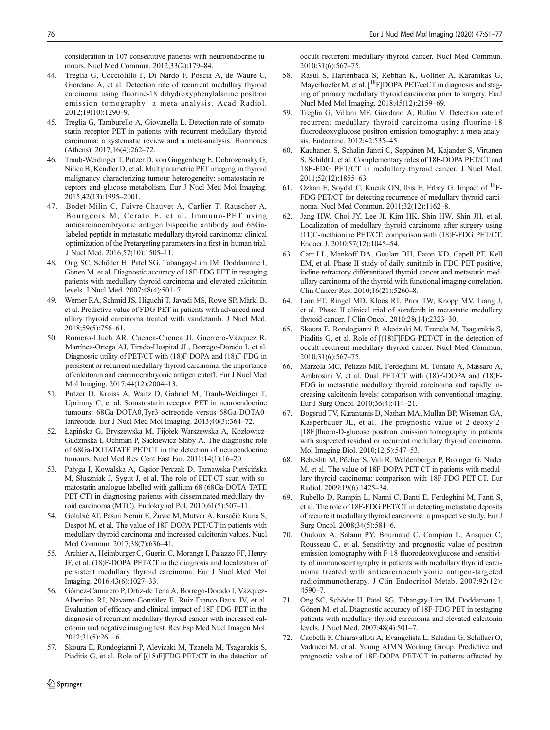consideration in 107 consecutive patients with neuroendocrine tumours. Nucl Med Commun. 2012;33(2):179–84.

44. Treglia G, Cocciolillo F, Di Nardo F, Poscia A, de Waure C, Giordano A, et al. Detection rate of recurrent medullary thyroid carcinoma using fluorine-18 dihydroxyphenylalanine positron emission tomography: a meta-analysis. Acad Radiol. 2012;19(10):1290–9.
45. Treglia G, Tamburello A, Giovanella L. Detection rate of somatostatin receptor PET in patients with recurrent medullary thyroid carcinoma: a systematic review and a meta-analysis. Hormones (Athens). 2017;16(4):262–72.
46. Traub-Weidinger T, Putzer D, von Guggenberg E, Dobrozemsky G, Nilica B, Kendler D, et al. Multiparametric PET imaging in thyroid malignancy characterizing tumour heterogeneity: somatostatin receptors and glucose metabolism. Eur J Nucl Med Mol Imaging. 2015;42(13):1995–2001.
47. Bodet-Milin C, Faivre-Chauvet A, Carlier T, Rauscher A, Bourgeois M, Cerato E, et al. Immuno-PET using anticarcinoembryonic antigen bispecific antibody and 68Ga-labeled peptide in metastatic medullary thyroid carcinoma: clinical optimization of the Pretargeting parameters in a first-in-human trial. J Nucl Med. 2016;57(10):1505–11.
48. Ong SC, Schöder H, Patel SG, Tabangay-Lim IM, Doddamane I, Gönen M, et al. Diagnostic accuracy of 18F-FDG PET in restaging patients with medullary thyroid carcinoma and elevated calcitonin levels. J Nucl Med. 2007;48(4):501–7.
49. Werner RA, Schmid JS, Higuchi T, Javadi MS, Rowe SP, Märkl B, et al. Predictive value of FDG-PET in patients with advanced medullary thyroid carcinoma treated with vandetanib. J Nucl Med. 2018;59(5):756–61.
50. Romero-Lluch AR, Cuenca-Cuenca JI, Guerrero-Vázquez R, Martínez-Ortega AJ, Tirado-Hospital JL, Borrego-Dorado I, et al. Diagnostic utility of PET/CT with (18)F-DOPA and (18)F-FDG in persistent or recurrent medullary thyroid carcinoma: the importance of calcitonin and carcinoembryonic antigen cutoff. Eur J Nucl Med Mol Imaging. 2017;44(12):2004–13.
51. Putzer D, Kroiss A, Waitz D, Gabriel M, Traub-Weidinger T, Uprimny C, et al. Somatostatin receptor PET in neuroendocrine tumours: 68Ga-DOTA0,Tyr3-octreotide versus 68Ga-DOTA0-lanreotide. Eur J Nucl Med Mol Imaging. 2013;40(3):364–72.
52. Łapińska G, Bryszewska M, Fijołek-Warszewska A, Kozłowicz-Gudzińska I, Ochman P, Sackiewicz-Słaby A. The diagnostic role of 68Ga-DOTATATE PET/CT in the detection of neuroendocrine tumours. Nucl Med Rev Cent East Eur. 2011;14(1):16–20.
53. Pałyga I, Kowalska A, Gąsior-Perczak D, Tarnawska-Pierścińska M, Słuszniak J, Sygut J, et al. The role of PET-CT scan with somatostatin analogue labelled with gallium-68 (68Ga-DOTA-TATE PET-CT) in diagnosing patients with disseminated medullary thyroid carcinoma (MTC). Endokrynol Pol. 2010;61(5):507–11.
54. Golubić AT, Pasini Nemir E, Žuvić M, Mutvar A, Kusačić Kuna S, Despot M, et al. The value of 18F-DOPA PET/CT in patients with medullary thyroid carcinoma and increased calcitonin values. Nucl Med Commun. 2017;38(7):636–41.
55. Archier A, Heimburger C, Guerin C, Morange I, Palazzo FF, Henry JF, et al. (18)F-DOPA PET/CT in the diagnosis and localization of persistent medullary thyroid carcinoma. Eur J Nucl Med Mol Imaging. 2016;43(6):1027–33.
56. Gómez-Camarero P, Ortiz-de Tena A, Borrego-Dorado I, Vázquez-Albertino RJ, Navarro-González E, Ruiz-Franco-Baux JV, et al. Evaluation of efficacy and clinical impact of 18F-FDG-PET in the diagnosis of recurrent medullary thyroid cancer with increased calcitonin and negative imaging test. Rev Esp Med Nucl Imagen Mol. 2012;31(5):261–6.
57. Skoura E, Rondogianni P, Alevizaki M, Tzanela M, Tsagarakis S, Piaditis G, et al. Role of [(18)F]FDG-PET/CT in the detection of occult recurrent medullary thyroid cancer. Nucl Med Commun. 2010;31(6):567–75.
58. Rasul S, Hartenbach S, Rebhan K, Göllner A, Karanikas G, Mayerhoefer M, et al. [$^{18}$F]DOPA PET/ceCT in diagnosis and staging of primary medullary thyroid carcinoma prior to surgery. EurJ Nucl Med Mol Imaging. 2018;45(12):2159–69.
59. Treglia G, Villani MF, Giordano A, Rufini V. Detection rate of recurrent medullary thyroid carcinoma using fluorine-18 fluorodeoxyglucose positron emission tomography: a meta-analysis. Endocrine. 2012;42:535–45.
60. Kauhanen S, Schalin-Jäntti C, Seppänen M, Kajander S, Virtanen S, Schildt J, et al. Complementary roles of 18F-DOPA PET/CT and 18F-FDG PET/CT in medullary thyroid cancer. J Nucl Med. 2011;52(12):1855–63.
61. Ozkan E, Soydal C, Kucuk ON, Ibis E, Erbay G. Impact of $^{18}$F-FDG PET/CT for detecting recurrence of medullary thyroid carcinoma. Nucl Med Commun. 2011;32(12):1162–8.
62. Jang HW, Choi JY, Lee JI, Kim HK, Shin HW, Shin JH, et al. Localization of medullary thyroid carcinoma after surgery using (11)C-methionine PET/CT: comparison with (18)F-FDG PET/CT. Endocr J. 2010;57(12):1045–54.
63. Carr LL, Mankoff DA, Goulart BH, Eaton KD, Capell PT, Kell EM, et al. Phase II study of daily sunitinib in FDG-PET-positive, iodine-refractory differentiated thyroid cancer and metastatic medullary carcinoma of the thyroid with functional imaging correlation. Clin Cancer Res. 2010;16(21):5260–8.
64. Lam ET, Ringel MD, Kloos RT, Prior TW, Knopp MV, Liang J, et al. Phase II clinical trial of sorafenib in metastatic medullary thyroid cancer. J Clin Oncol. 2010;28(14):2323–30.
65. Skoura E, Rondogianni P, Alevizaki M, Tzanela M, Tsagarakis S, Piaditis G, et al. Role of [(18)F]FDG-PET/CT in the detection of occult recurrent medullary thyroid cancer. Nucl Med Commun. 2010;31(6):567–75.
66. Marzola MC, Pelizzo MR, Ferdeghini M, Toniato A, Massaro A, Ambrosini V, et al. Dual PET/CT with (18)F-DOPA and (18)F-FDG in metastatic medullary thyroid carcinoma and rapidly increasing calcitonin levels: comparison with conventional imaging. Eur J Surg Oncol. 2010;36(4):414–21.
67. Bogsrud TV, Karantanis D, Nathan MA, Mullan BP, Wiseman GA, Kasperbauer JL, et al. The prognostic value of 2-deoxy-2-[18F]fluoro-D-glucose positron emission tomography in patients with suspected residual or recurrent medullary thyroid carcinoma. Mol Imaging Biol. 2010;12(5):547–53.
68. Beheshti M, Pöcher S, Vali R, Waldenberger P, Broinger G, Nader M, et al. The value of 18F-DOPA PET-CT in patients with medullary thyroid carcinoma: comparison with 18F-FDG PET-CT. Eur Radiol. 2009;19(6):1425–34.
69. Rubello D, Rampin L, Nanni C, Banti E, Ferdeghini M, Fanti S, et al. The role of 18F-FDG PET/CT in detecting metastatic deposits of recurrent medullary thyroid carcinoma: a prospective study. Eur J Surg Oncol. 2008;34(5):581–6.
70. Oudoux A, Salaun PY, Bournaud C, Campion L, Ansquer C, Rousseau C, et al. Sensitivity and prognostic value of positron emission tomography with F-18-fluorodeoxyglucose and sensitivity of immunoscintigraphy in patients with medullary thyroid carcinoma treated with anticarcinoembryonic antigen-targeted radioimmunotherapy. J Clin Endocrinol Metab. 2007;92(12):4590–7.
71. Ong SC, Schöder H, Patel SG, Tabangay-Lim IM, Doddamane I, Gönen M, et al. Diagnostic accuracy of 18F-FDG PET in restaging patients with medullary thyroid carcinoma and elevated calcitonin levels. J Nucl Med. 2007;48(4):501–7.
72. Caobelli F, Chiaravalloti A, Evangelista L, Saladini G, Schillaci O, Vadrucci M, et al. Young AIMN Working Group. Predictive and prognostic value of 18F-DOPA PET/CT in patients affected by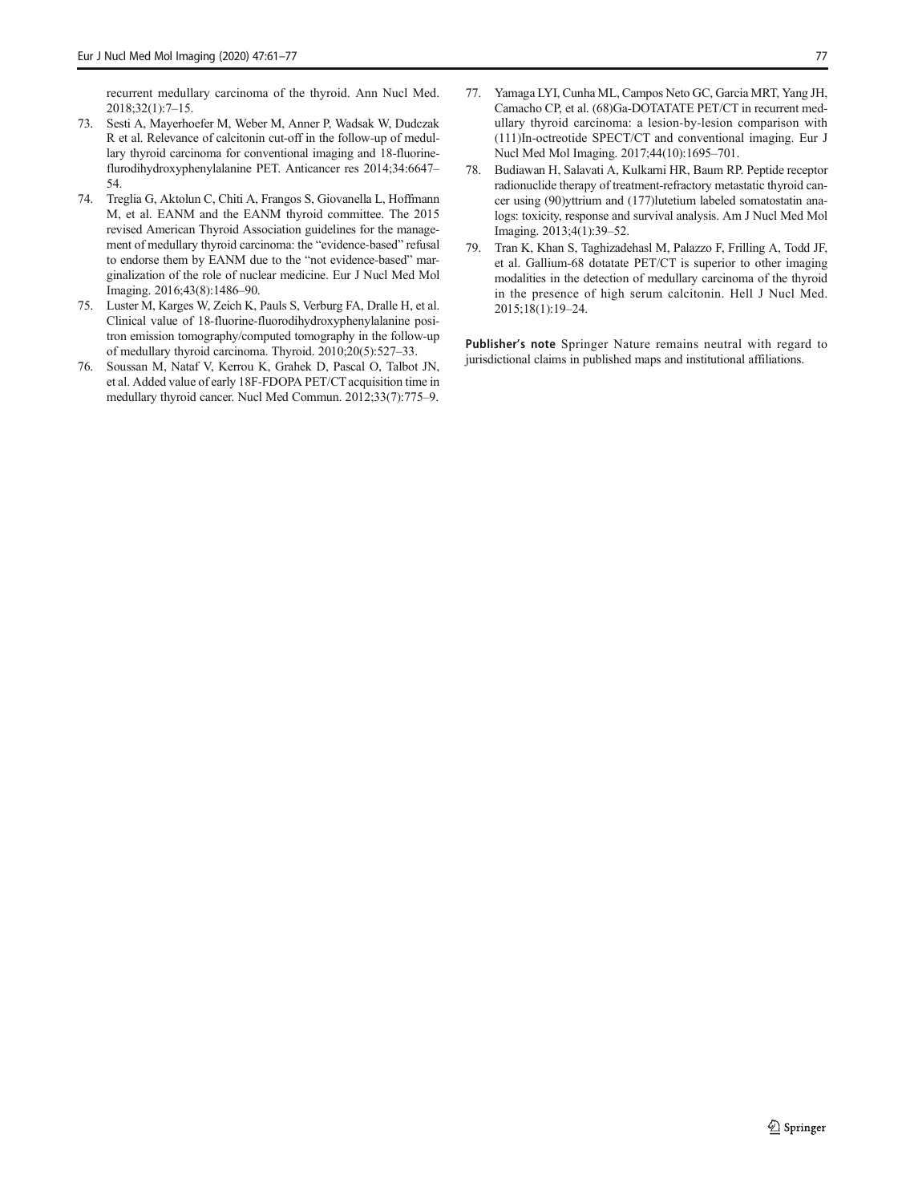recurrent medullary carcinoma of the thyroid. Ann Nucl Med. 2018;32(1):7–15.

73. Sesti A, Mayerhoefer M, Weber M, Anner P, Wadsak W, Dudczak R et al. Relevance of calcitonin cut-off in the follow-up of medullary thyroid carcinoma for conventional imaging and 18-fluorine-flurodihydroxyphenylalanine PET. Anticancer res 2014;34:6647–54.
74. Treglia G, Aktolun C, Chiti A, Frangos S, Giovanella L, Hoffmann M, et al. EANM and the EANM thyroid committee. The 2015 revised American Thyroid Association guidelines for the management of medullary thyroid carcinoma: the "evidence-based" refusal to endorse them by EANM due to the "not evidence-based" marginalization of the role of nuclear medicine. Eur J Nucl Med Mol Imaging. 2016;43(8):1486–90.
75. Luster M, Karges W, Zeich K, Pauls S, Verburg FA, Dralle H, et al. Clinical value of 18-fluorine-fluorodihydroxyphenylalanine positron emission tomography/computed tomography in the follow-up of medullary thyroid carcinoma. Thyroid. 2010;20(5):527–33.
76. Soussan M, Nataf V, Kerrou K, Grahek D, Pascal O, Talbot JN, et al. Added value of early 18F-FDOPA PET/CT acquisition time in medullary thyroid cancer. Nucl Med Commun. 2012;33(7):775–9.
77. Yamaga LYI, Cunha ML, Campos Neto GC, Garcia MRT, Yang JH, Camacho CP, et al. (68)Ga-DOTATATE PET/CT in recurrent medullary thyroid carcinoma: a lesion-by-lesion comparison with (111)In-octreotide SPECT/CT and conventional imaging. Eur J Nucl Med Mol Imaging. 2017;44(10):1695–701.
78. Budiawan H, Salavati A, Kulkarni HR, Baum RP. Peptide receptor radionuclide therapy of treatment-refractory metastatic thyroid cancer using (90)yttrium and (177)lutetium labeled somatostatin analogs: toxicity, response and survival analysis. Am J Nucl Med Mol Imaging. 2013;4(1):39–52.
79. Tran K, Khan S, Taghizadehasl M, Palazzo F, Frilling A, Todd JF, et al. Gallium-68 dotatate PET/CT is superior to other imaging modalities in the detection of medullary carcinoma of the thyroid in the presence of high serum calcitonin. Hell J Nucl Med. 2015;18(1):19–24.

**Publisher's note** Springer Nature remains neutral with regard to jurisdictional claims in published maps and institutional affiliations.